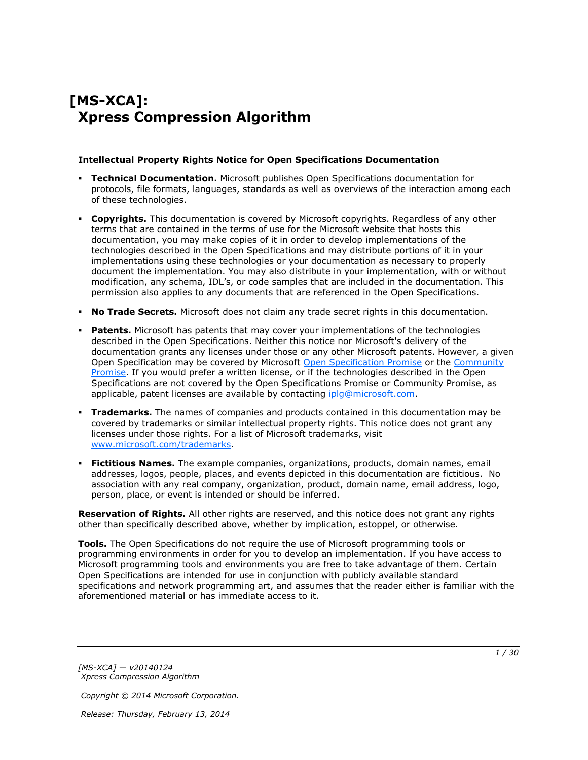# [MS-XCA]: Xpress Compression Algorithm

**Intellectual Property Rights Notice for Open Specifications Documentation**

- **Technical Documentation.** Microsoft publishes Open Specifications documentation for protocols, file formats, languages, standards as well as overviews of the interaction among each of these technologies.
- **Copyrights.** This documentation is covered by Microsoft copyrights. Regardless of any other terms that are contained in the terms of use for the Microsoft website that hosts this documentation, you may make copies of it in order to develop implementations of the technologies described in the Open Specifications and may distribute portions of it in your implementations using these technologies or your documentation as necessary to properly document the implementation. You may also distribute in your implementation, with or without modification, any schema, IDL's, or code samples that are included in the documentation. This permission also applies to any documents that are referenced in the Open Specifications.
- **No Trade Secrets.** Microsoft does not claim any trade secret rights in this documentation.
- **Patents.** Microsoft has patents that may cover your implementations of the technologies described in the Open Specifications. Neither this notice nor Microsoft's delivery of the documentation grants any licenses under those or any other Microsoft patents. However, a given Open Specification may be covered by Microsoft Open Specification Promise or the Community Promise. If you would prefer a written license, or if the technologies described in the Open Specifications are not covered by the Open Specifications Promise or Community Promise, as applicable, patent licenses are available by contacting iplg@microsoft.com.
- **Trademarks.** The names of companies and products contained in this documentation may be covered by trademarks or similar intellectual property rights. This notice does not grant any licenses under those rights. For a list of Microsoft trademarks, visit www.microsoft.com/trademarks.
- **Fictitious Names.** The example companies, organizations, products, domain names, email addresses, logos, people, places, and events depicted in this documentation are fictitious. No association with any real company, organization, product, domain name, email address, logo, person, place, or event is intended or should be inferred.

**Reservation of Rights.** All other rights are reserved, and this notice does not grant any rights other than specifically described above, whether by implication, estoppel, or otherwise.

**Tools.** The Open Specifications do not require the use of Microsoft programming tools or programming environments in order for you to develop an implementation. If you have access to Microsoft programming tools and environments you are free to take advantage of them. Certain Open Specifications are intended for use in conjunction with publicly available standard specifications and network programming art, and assumes that the reader either is familiar with the aforementioned material or has immediate access to it.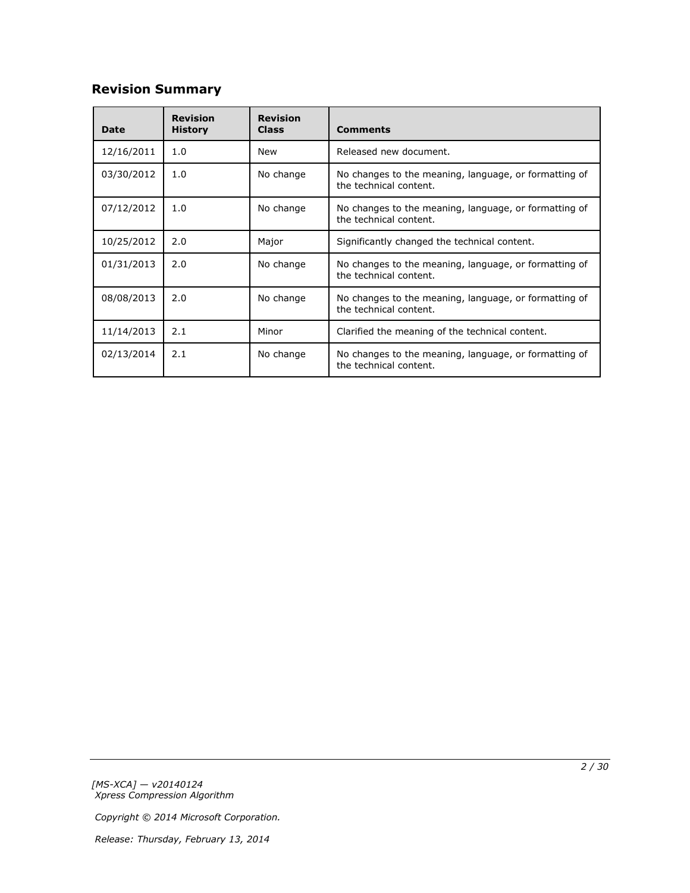## Revision Summary

| Date | Revision History | Revision Class | Comments |
|---|---|---|---|
| 12/16/2011 | 1.0 | New | Released new document. |
| 03/30/2012 | 1.0 | No change | No changes to the meaning, language, or formatting of the technical content. |
| 07/12/2012 | 1.0 | No change | No changes to the meaning, language, or formatting of the technical content. |
| 10/25/2012 | 2.0 | Major | Significantly changed the technical content. |
| 01/31/2013 | 2.0 | No change | No changes to the meaning, language, or formatting of the technical content. |
| 08/08/2013 | 2.0 | No change | No changes to the meaning, language, or formatting of the technical content. |
| 11/14/2013 | 2.1 | Minor | Clarified the meaning of the technical content. |
| 02/13/2014 | 2.1 | No change | No changes to the meaning, language, or formatting of the technical content. |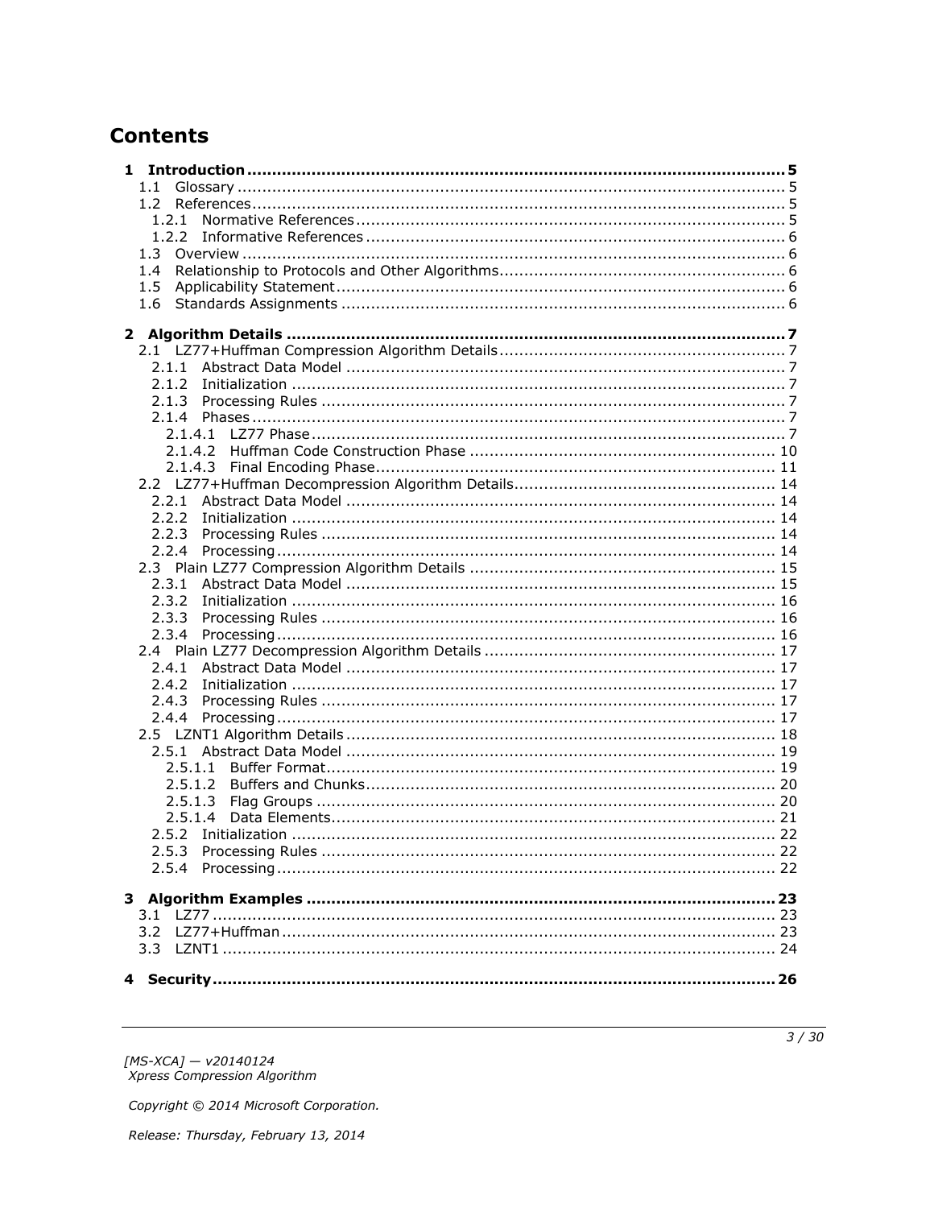# Contents

**1 Introduction ... 5**
- 1.1 Glossary ... 5
- 1.2 References ... 5
  - 1.2.1 Normative References ... 5
  - 1.2.2 Informative References ... 6
- 1.3 Overview ... 6
- 1.4 Relationship to Protocols and Other Algorithms ... 6
- 1.5 Applicability Statement ... 6
- 1.6 Standards Assignments ... 6

**2 Algorithm Details ... 7**
- 2.1 LZ77+Huffman Compression Algorithm Details ... 7
  - 2.1.1 Abstract Data Model ... 7
  - 2.1.2 Initialization ... 7
  - 2.1.3 Processing Rules ... 7
  - 2.1.4 Phases ... 7
    - 2.1.4.1 LZ77 Phase ... 7
    - 2.1.4.2 Huffman Code Construction Phase ... 10
    - 2.1.4.3 Final Encoding Phase ... 11
- 2.2 LZ77+Huffman Decompression Algorithm Details ... 14
  - 2.2.1 Abstract Data Model ... 14
  - 2.2.2 Initialization ... 14
  - 2.2.3 Processing Rules ... 14
  - 2.2.4 Processing ... 14
- 2.3 Plain LZ77 Compression Algorithm Details ... 15
  - 2.3.1 Abstract Data Model ... 15
  - 2.3.2 Initialization ... 16
  - 2.3.3 Processing Rules ... 16
  - 2.3.4 Processing ... 16
- 2.4 Plain LZ77 Decompression Algorithm Details ... 17
  - 2.4.1 Abstract Data Model ... 17
  - 2.4.2 Initialization ... 17
  - 2.4.3 Processing Rules ... 17
  - 2.4.4 Processing ... 17
- 2.5 LZNT1 Algorithm Details ... 18
  - 2.5.1 Abstract Data Model ... 19
    - 2.5.1.1 Buffer Format ... 19
    - 2.5.1.2 Buffers and Chunks ... 20
    - 2.5.1.3 Flag Groups ... 20
    - 2.5.1.4 Data Elements ... 21
  - 2.5.2 Initialization ... 22
  - 2.5.3 Processing Rules ... 22
  - 2.5.4 Processing ... 22

**3 Algorithm Examples ... 23**
- 3.1 LZ77 ... 23
- 3.2 LZ77+Huffman ... 23
- 3.3 LZNT1 ... 24

**4 Security ... 26**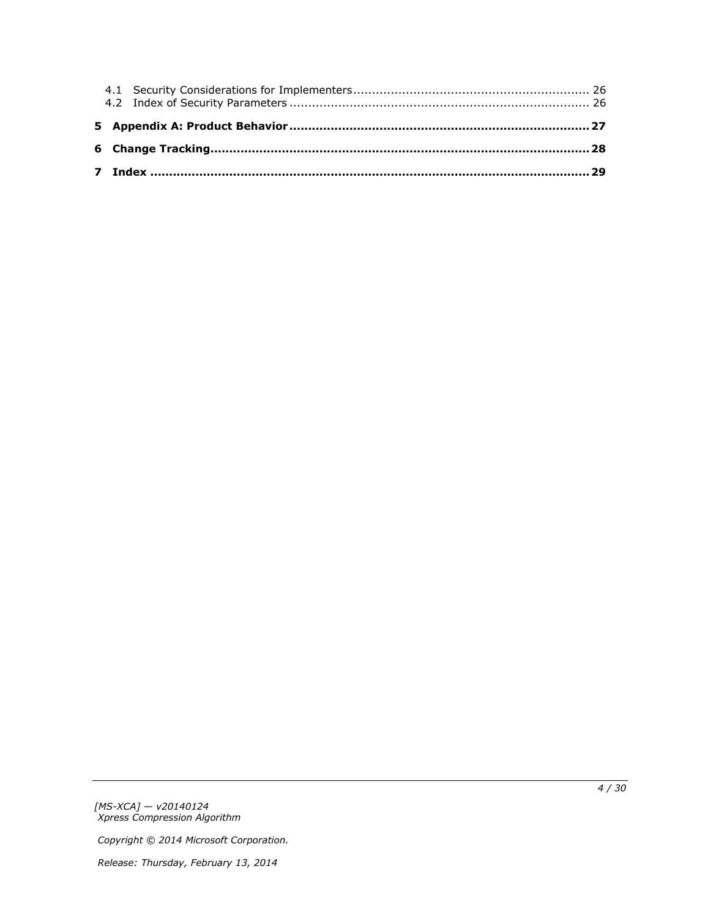4.1 Security Considerations for Implementers .............................................................. 26
4.2 Index of Security Parameters ............................................................................. 26

**5 Appendix A: Product Behavior ............................................................................... 27**

**6 Change Tracking .................................................................................................... 28**

**7 Index ..................................................................................................................... 29**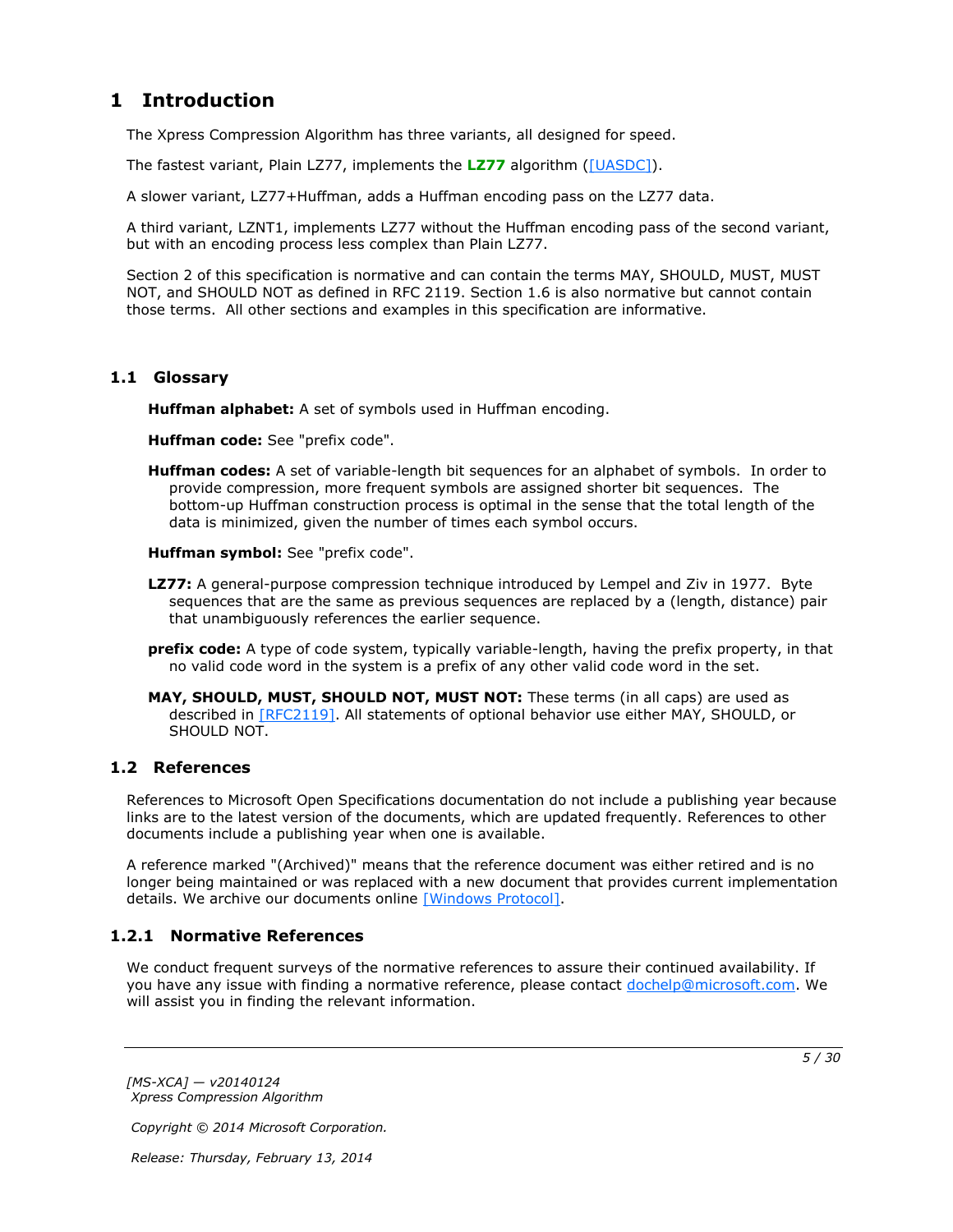# 1 Introduction

The Xpress Compression Algorithm has three variants, all designed for speed.

The fastest variant, Plain LZ77, implements the **LZ77** algorithm ([UASDC]).

A slower variant, LZ77+Huffman, adds a Huffman encoding pass on the LZ77 data.

A third variant, LZNT1, implements LZ77 without the Huffman encoding pass of the second variant, but with an encoding process less complex than Plain LZ77.

Section 2 of this specification is normative and can contain the terms MAY, SHOULD, MUST, MUST NOT, and SHOULD NOT as defined in RFC 2119. Section 1.6 is also normative but cannot contain those terms. All other sections and examples in this specification are informative.

## 1.1 Glossary

**Huffman alphabet:** A set of symbols used in Huffman encoding.

**Huffman code:** See "prefix code".

**Huffman codes:** A set of variable-length bit sequences for an alphabet of symbols. In order to provide compression, more frequent symbols are assigned shorter bit sequences. The bottom-up Huffman construction process is optimal in the sense that the total length of the data is minimized, given the number of times each symbol occurs.

**Huffman symbol:** See "prefix code".

**LZ77:** A general-purpose compression technique introduced by Lempel and Ziv in 1977. Byte sequences that are the same as previous sequences are replaced by a (length, distance) pair that unambiguously references the earlier sequence.

**prefix code:** A type of code system, typically variable-length, having the prefix property, in that no valid code word in the system is a prefix of any other valid code word in the set.

**MAY, SHOULD, MUST, SHOULD NOT, MUST NOT:** These terms (in all caps) are used as described in [RFC2119]. All statements of optional behavior use either MAY, SHOULD, or SHOULD NOT.

## 1.2 References

References to Microsoft Open Specifications documentation do not include a publishing year because links are to the latest version of the documents, which are updated frequently. References to other documents include a publishing year when one is available.

A reference marked "(Archived)" means that the reference document was either retired and is no longer being maintained or was replaced with a new document that provides current implementation details. We archive our documents online [Windows Protocol].

### 1.2.1 Normative References

We conduct frequent surveys of the normative references to assure their continued availability. If you have any issue with finding a normative reference, please contact dochelp@microsoft.com. We will assist you in finding the relevant information.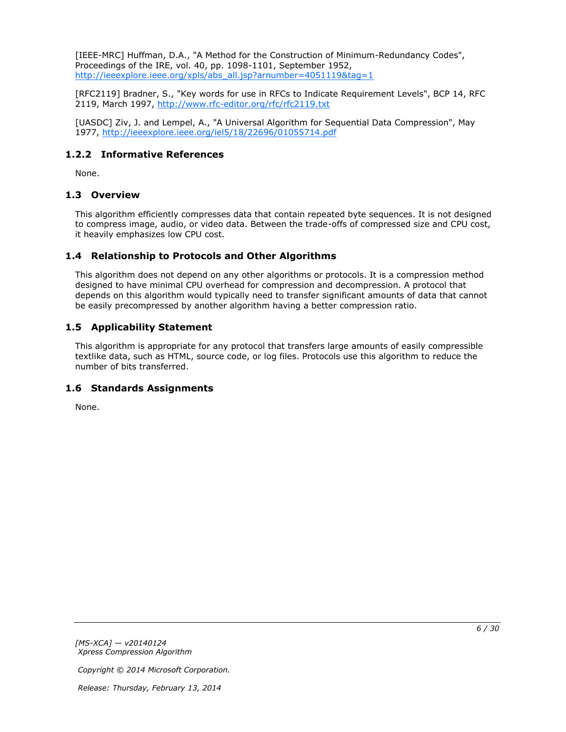[IEEE-MRC] Huffman, D.A., "A Method for the Construction of Minimum-Redundancy Codes", Proceedings of the IRE, vol. 40, pp. 1098-1101, September 1952, http://ieeexplore.ieee.org/xpls/abs_all.jsp?arnumber=4051119&tag=1

[RFC2119] Bradner, S., "Key words for use in RFCs to Indicate Requirement Levels", BCP 14, RFC 2119, March 1997, http://www.rfc-editor.org/rfc/rfc2119.txt

[UASDC] Ziv, J. and Lempel, A., "A Universal Algorithm for Sequential Data Compression", May 1977, http://ieeexplore.ieee.org/iel5/18/22696/01055714.pdf

### 1.2.2 Informative References

None.

## 1.3 Overview

This algorithm efficiently compresses data that contain repeated byte sequences. It is not designed to compress image, audio, or video data. Between the trade-offs of compressed size and CPU cost, it heavily emphasizes low CPU cost.

## 1.4 Relationship to Protocols and Other Algorithms

This algorithm does not depend on any other algorithms or protocols. It is a compression method designed to have minimal CPU overhead for compression and decompression. A protocol that depends on this algorithm would typically need to transfer significant amounts of data that cannot be easily precompressed by another algorithm having a better compression ratio.

## 1.5 Applicability Statement

This algorithm is appropriate for any protocol that transfers large amounts of easily compressible textlike data, such as HTML, source code, or log files. Protocols use this algorithm to reduce the number of bits transferred.

## 1.6 Standards Assignments

None.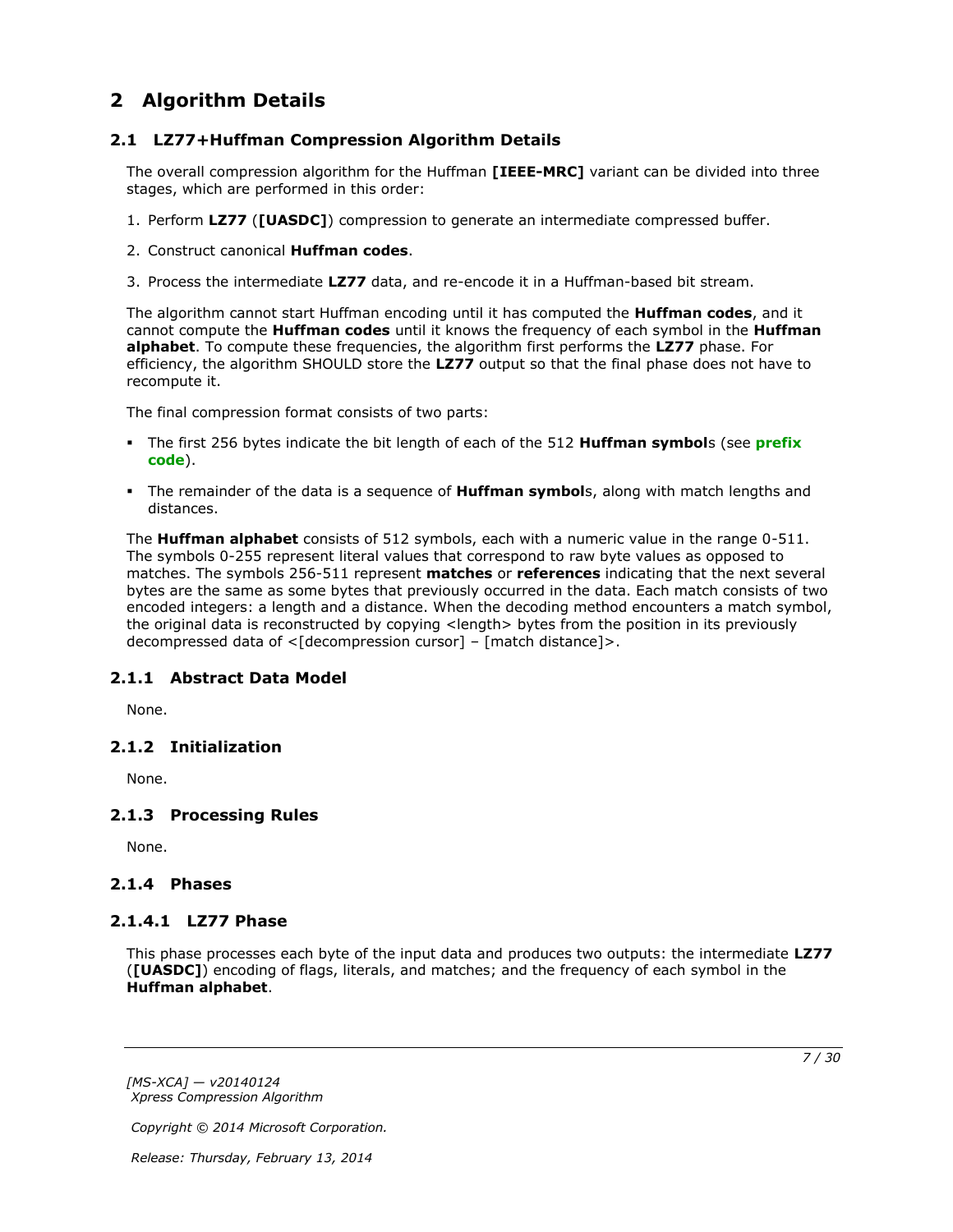# 2 Algorithm Details

## 2.1 LZ77+Huffman Compression Algorithm Details

The overall compression algorithm for the Huffman **[IEEE-MRC]** variant can be divided into three stages, which are performed in this order:

1. Perform **LZ77** (**[UASDC]**) compression to generate an intermediate compressed buffer.
2. Construct canonical **Huffman codes**.
3. Process the intermediate **LZ77** data, and re-encode it in a Huffman-based bit stream.

The algorithm cannot start Huffman encoding until it has computed the **Huffman codes**, and it cannot compute the **Huffman codes** until it knows the frequency of each symbol in the **Huffman alphabet**. To compute these frequencies, the algorithm first performs the **LZ77** phase. For efficiency, the algorithm SHOULD store the **LZ77** output so that the final phase does not have to recompute it.

The final compression format consists of two parts:

- The first 256 bytes indicate the bit length of each of the 512 **Huffman symbol**s (see **prefix code**).
- The remainder of the data is a sequence of **Huffman symbol**s, along with match lengths and distances.

The **Huffman alphabet** consists of 512 symbols, each with a numeric value in the range 0-511. The symbols 0-255 represent literal values that correspond to raw byte values as opposed to matches. The symbols 256-511 represent **matches** or **references** indicating that the next several bytes are the same as some bytes that previously occurred in the data. Each match consists of two encoded integers: a length and a distance. When the decoding method encounters a match symbol, the original data is reconstructed by copying <length> bytes from the position in its previously decompressed data of <[decompression cursor] – [match distance]>.

### 2.1.1 Abstract Data Model

None.

### 2.1.2 Initialization

None.

### 2.1.3 Processing Rules

None.

### 2.1.4 Phases

#### 2.1.4.1 LZ77 Phase

This phase processes each byte of the input data and produces two outputs: the intermediate **LZ77** (**[UASDC]**) encoding of flags, literals, and matches; and the frequency of each symbol in the **Huffman alphabet**.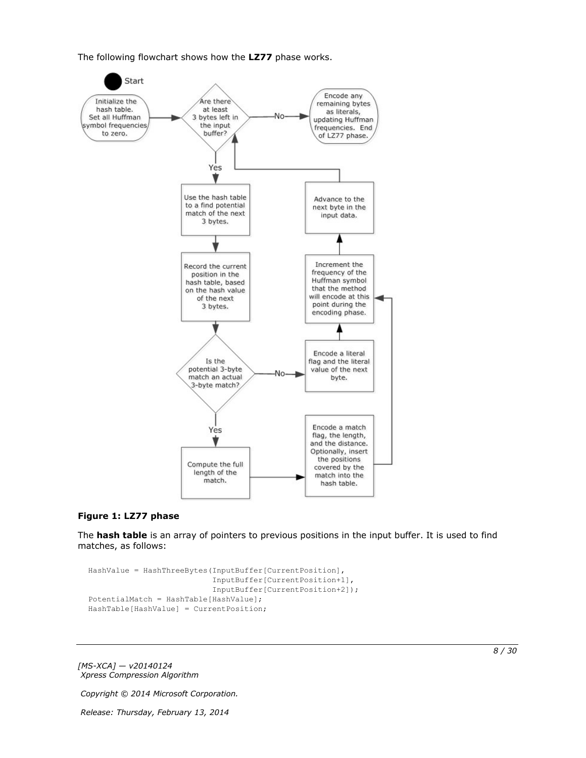The following flowchart shows how the **LZ77** phase works.

**Figure 1: LZ77 phase**

The **hash table** is an array of pointers to previous positions in the input buffer. It is used to find matches, as follows:

```
HashValue = HashThreeBytes(InputBuffer[CurrentPosition],
                           InputBuffer[CurrentPosition+1],
                           InputBuffer[CurrentPosition+2]);
PotentialMatch = HashTable[HashValue];
HashTable[HashValue] = CurrentPosition;
```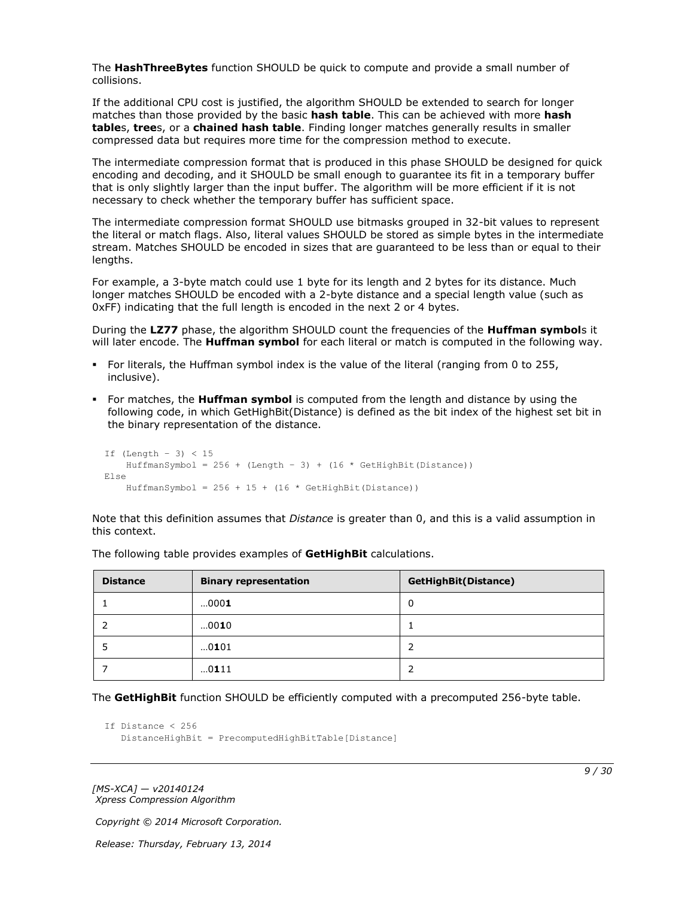The **HashThreeBytes** function SHOULD be quick to compute and provide a small number of collisions.

If the additional CPU cost is justified, the algorithm SHOULD be extended to search for longer matches than those provided by the basic **hash table**. This can be achieved with more **hash table**s, **tree**s, or a **chained hash table**. Finding longer matches generally results in smaller compressed data but requires more time for the compression method to execute.

The intermediate compression format that is produced in this phase SHOULD be designed for quick encoding and decoding, and it SHOULD be small enough to guarantee its fit in a temporary buffer that is only slightly larger than the input buffer. The algorithm will be more efficient if it is not necessary to check whether the temporary buffer has sufficient space.

The intermediate compression format SHOULD use bitmasks grouped in 32-bit values to represent the literal or match flags. Also, literal values SHOULD be stored as simple bytes in the intermediate stream. Matches SHOULD be encoded in sizes that are guaranteed to be less than or equal to their lengths.

For example, a 3-byte match could use 1 byte for its length and 2 bytes for its distance. Much longer matches SHOULD be encoded with a 2-byte distance and a special length value (such as 0xFF) indicating that the full length is encoded in the next 2 or 4 bytes.

During the **LZ77** phase, the algorithm SHOULD count the frequencies of the **Huffman symbol**s it will later encode. The **Huffman symbol** for each literal or match is computed in the following way.

- For literals, the Huffman symbol index is the value of the literal (ranging from 0 to 255, inclusive).
- For matches, the **Huffman symbol** is computed from the length and distance by using the following code, in which GetHighBit(Distance) is defined as the bit index of the highest set bit in the binary representation of the distance.

```
If (Length - 3) < 15
    HuffmanSymbol = 256 + (Length - 3) + (16 * GetHighBit(Distance))
Else
    HuffmanSymbol = 256 + 15 + (16 * GetHighBit(Distance))
```

Note that this definition assumes that *Distance* is greater than 0, and this is a valid assumption in this context.

The following table provides examples of **GetHighBit** calculations.

| Distance | Binary representation | GetHighBit(Distance) |
| --- | --- | --- |
| 1 | …000**1** | 0 |
| 2 | …00**1**0 | 1 |
| 5 | …0**1**01 | 2 |
| 7 | …0**1**11 | 2 |

The **GetHighBit** function SHOULD be efficiently computed with a precomputed 256-byte table.

```
If Distance < 256
   DistanceHighBit = PrecomputedHighBitTable[Distance]
```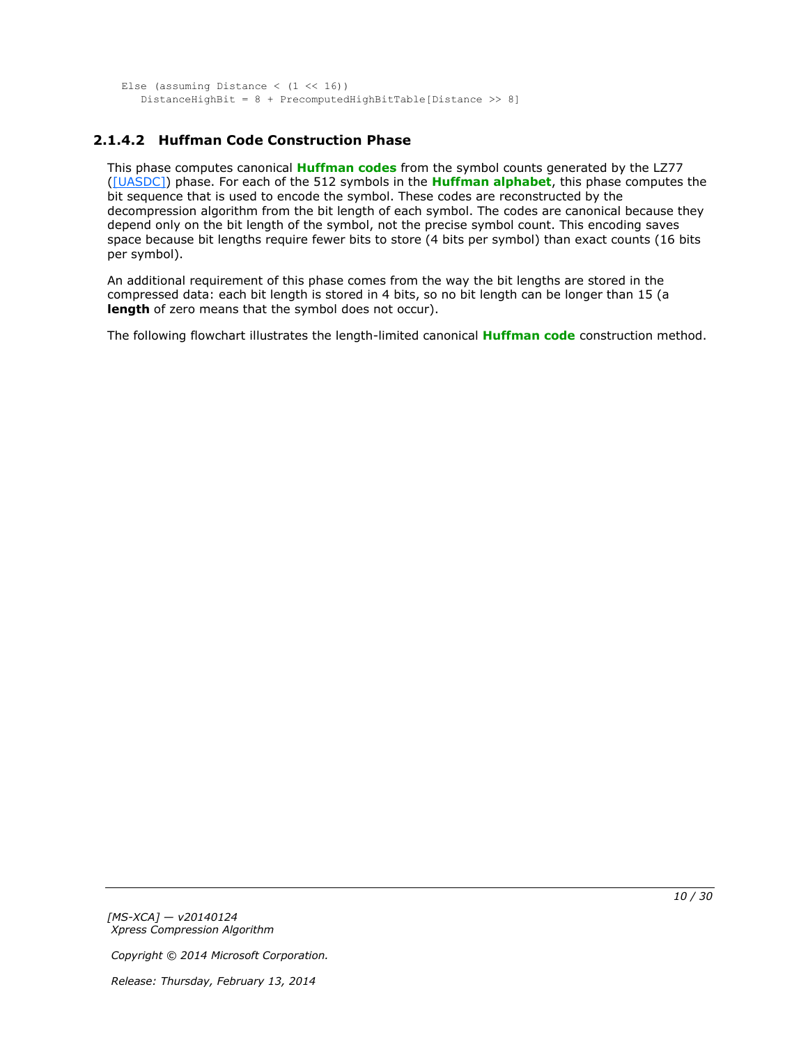```
Else (assuming Distance < (1 << 16))
   DistanceHighBit = 8 + PrecomputedHighBitTable[Distance >> 8]
```

### 2.1.4.2 Huffman Code Construction Phase

This phase computes canonical **Huffman codes** from the symbol counts generated by the LZ77 ([UASDC]) phase. For each of the 512 symbols in the **Huffman alphabet**, this phase computes the bit sequence that is used to encode the symbol. These codes are reconstructed by the decompression algorithm from the bit length of each symbol. The codes are canonical because they depend only on the bit length of the symbol, not the precise symbol count. This encoding saves space because bit lengths require fewer bits to store (4 bits per symbol) than exact counts (16 bits per symbol).

An additional requirement of this phase comes from the way the bit lengths are stored in the compressed data: each bit length is stored in 4 bits, so no bit length can be longer than 15 (a **length** of zero means that the symbol does not occur).

The following flowchart illustrates the length-limited canonical **Huffman code** construction method.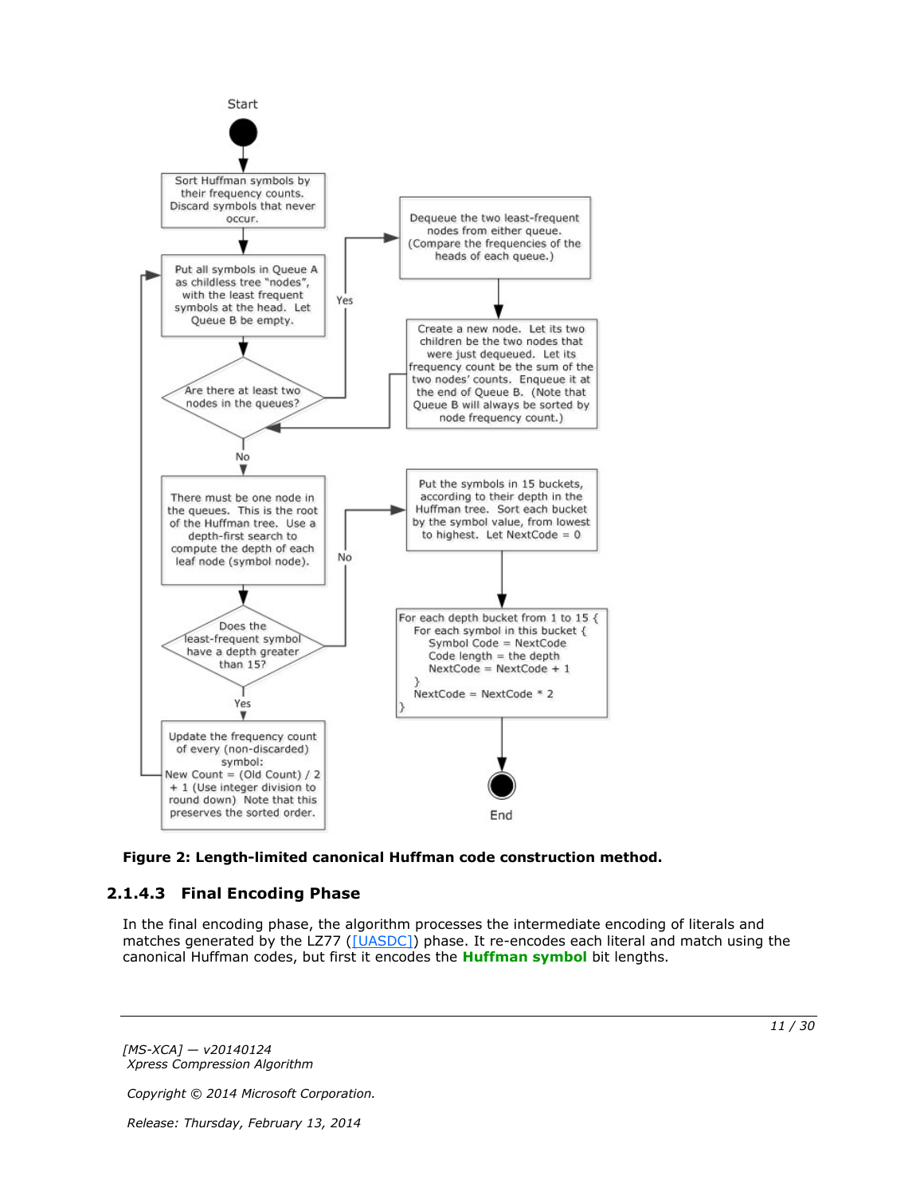Start

Sort Huffman symbols by their frequency counts. Discard symbols that never occur.

Put all symbols in Queue A as childless tree "nodes", with the least frequent symbols at the head. Let Queue B be empty.

Are there at least two nodes in the queues?

Yes

Dequeue the two least-frequent nodes from either queue. (Compare the frequencies of the heads of each queue.)

Create a new node. Let its two children be the two nodes that were just dequeued. Let its frequency count be the sum of the two nodes' counts. Enqueue it at the end of Queue B. (Note that Queue B will always be sorted by node frequency count.)

No

There must be one node in the queues. This is the root of the Huffman tree. Use a depth-first search to compute the depth of each leaf node (symbol node).

Does the least-frequent symbol have a depth greater than 15?

Yes

Update the frequency count of every (non-discarded) symbol:
New Count = (Old Count) / 2 + 1 (Use integer division to round down) Note that this preserves the sorted order.

No

Put the symbols in 15 buckets, according to their depth in the Huffman tree. Sort each bucket by the symbol value, from lowest to highest. Let NextCode = 0

```
For each depth bucket from 1 to 15 {
   For each symbol in this bucket {
      Symbol Code = NextCode
      Code length = the depth
      NextCode = NextCode + 1
   }
   NextCode = NextCode * 2
}
```

End

**Figure 2: Length-limited canonical Huffman code construction method.**

### 2.1.4.3 Final Encoding Phase

In the final encoding phase, the algorithm processes the intermediate encoding of literals and matches generated by the LZ77 ([UASDC]) phase. It re-encodes each literal and match using the canonical Huffman codes, but first it encodes the **Huffman symbol** bit lengths.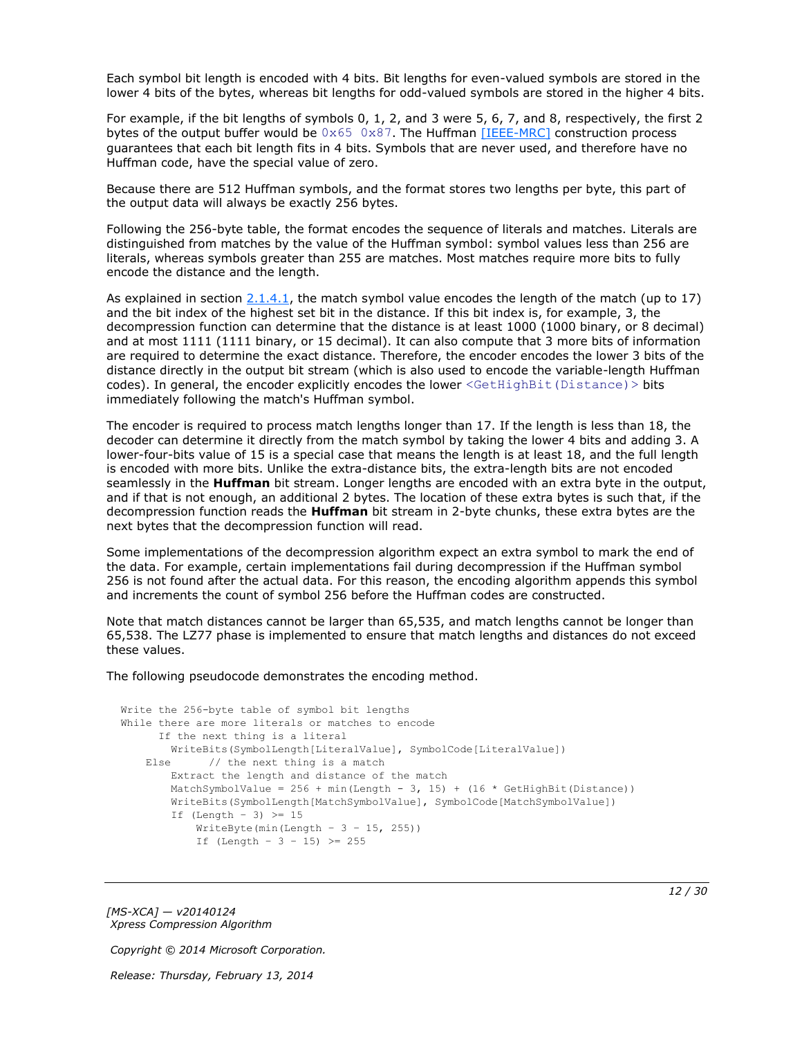Each symbol bit length is encoded with 4 bits. Bit lengths for even-valued symbols are stored in the lower 4 bits of the bytes, whereas bit lengths for odd-valued symbols are stored in the higher 4 bits.

For example, if the bit lengths of symbols 0, 1, 2, and 3 were 5, 6, 7, and 8, respectively, the first 2 bytes of the output buffer would be `0x65 0x87`. The Huffman [IEEE-MRC] construction process guarantees that each bit length fits in 4 bits. Symbols that are never used, and therefore have no Huffman code, have the special value of zero.

Because there are 512 Huffman symbols, and the format stores two lengths per byte, this part of the output data will always be exactly 256 bytes.

Following the 256-byte table, the format encodes the sequence of literals and matches. Literals are distinguished from matches by the value of the Huffman symbol: symbol values less than 256 are literals, whereas symbols greater than 255 are matches. Most matches require more bits to fully encode the distance and the length.

As explained in section 2.1.4.1, the match symbol value encodes the length of the match (up to 17) and the bit index of the highest set bit in the distance. If this bit index is, for example, 3, the decompression function can determine that the distance is at least 1000 (1000 binary, or 8 decimal) and at most 1111 (1111 binary, or 15 decimal). It can also compute that 3 more bits of information are required to determine the exact distance. Therefore, the encoder encodes the lower 3 bits of the distance directly in the output bit stream (which is also used to encode the variable-length Huffman codes). In general, the encoder explicitly encodes the lower `<GetHighBit(Distance)>` bits immediately following the match's Huffman symbol.

The encoder is required to process match lengths longer than 17. If the length is less than 18, the decoder can determine it directly from the match symbol by taking the lower 4 bits and adding 3. A lower-four-bits value of 15 is a special case that means the length is at least 18, and the full length is encoded with more bits. Unlike the extra-distance bits, the extra-length bits are not encoded seamlessly in the **Huffman** bit stream. Longer lengths are encoded with an extra byte in the output, and if that is not enough, an additional 2 bytes. The location of these extra bytes is such that, if the decompression function reads the **Huffman** bit stream in 2-byte chunks, these extra bytes are the next bytes that the decompression function will read.

Some implementations of the decompression algorithm expect an extra symbol to mark the end of the data. For example, certain implementations fail during decompression if the Huffman symbol 256 is not found after the actual data. For this reason, the encoding algorithm appends this symbol and increments the count of symbol 256 before the Huffman codes are constructed.

Note that match distances cannot be larger than 65,535, and match lengths cannot be longer than 65,538. The LZ77 phase is implemented to ensure that match lengths and distances do not exceed these values.

The following pseudocode demonstrates the encoding method.

```
Write the 256-byte table of symbol bit lengths
While there are more literals or matches to encode
      If the next thing is a literal
        WriteBits(SymbolLength[LiteralValue], SymbolCode[LiteralValue])
    Else      // the next thing is a match
        Extract the length and distance of the match
        MatchSymbolValue = 256 + min(Length - 3, 15) + (16 * GetHighBit(Distance))
        WriteBits(SymbolLength[MatchSymbolValue], SymbolCode[MatchSymbolValue])
        If (Length - 3) >= 15
            WriteByte(min(Length - 3 - 15, 255))
            If (Length - 3 - 15) >= 255
```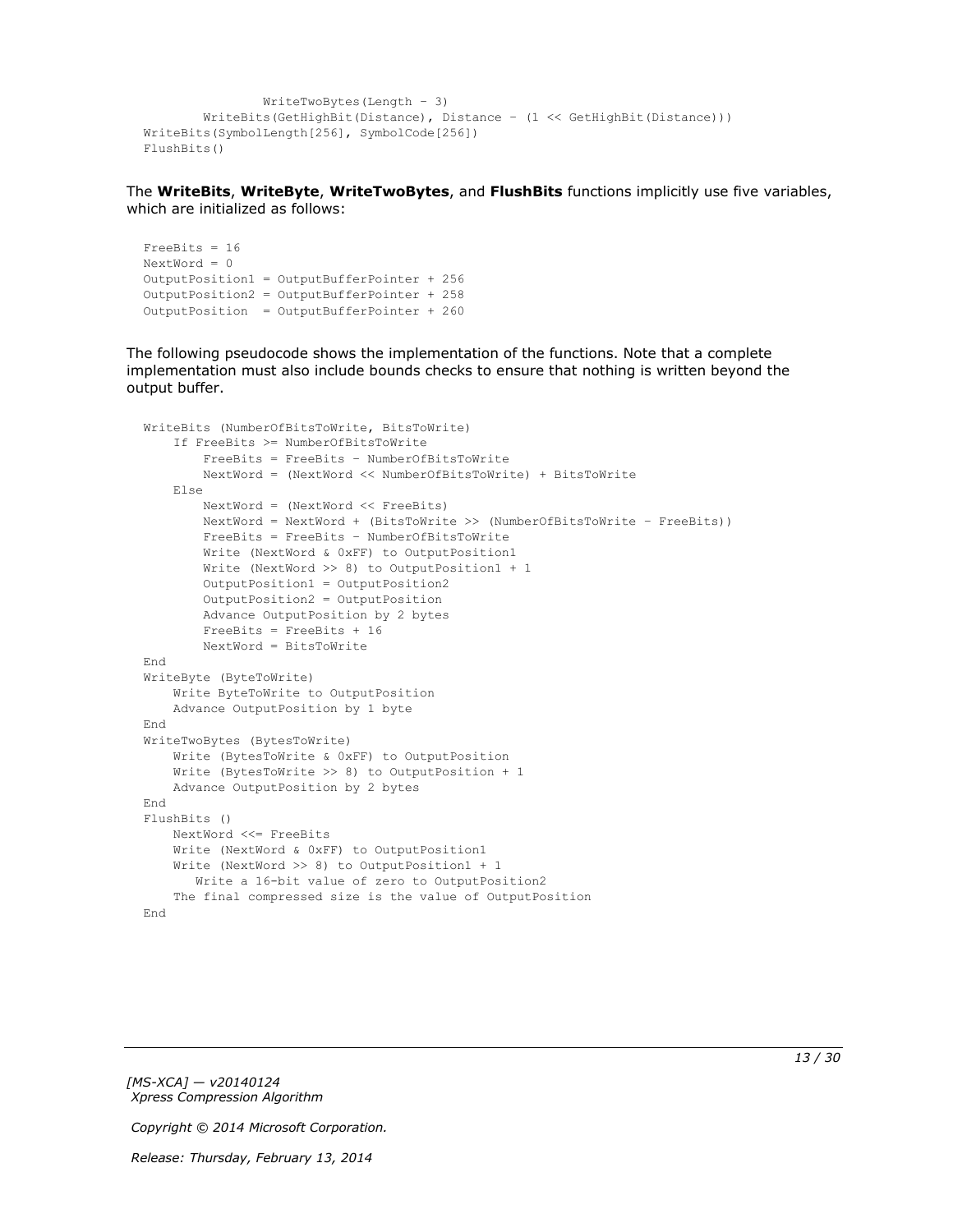```
                WriteTwoBytes(Length - 3)
        WriteBits(GetHighBit(Distance), Distance - (1 << GetHighBit(Distance)))
WriteBits(SymbolLength[256], SymbolCode[256])
FlushBits()
```

The **WriteBits**, **WriteByte**, **WriteTwoBytes**, and **FlushBits** functions implicitly use five variables, which are initialized as follows:

```
FreeBits = 16
NextWord = 0
OutputPosition1 = OutputBufferPointer + 256
OutputPosition2 = OutputBufferPointer + 258
OutputPosition  = OutputBufferPointer + 260
```

The following pseudocode shows the implementation of the functions. Note that a complete implementation must also include bounds checks to ensure that nothing is written beyond the output buffer.

```
WriteBits (NumberOfBitsToWrite, BitsToWrite)
    If FreeBits >= NumberOfBitsToWrite
        FreeBits = FreeBits - NumberOfBitsToWrite
        NextWord = (NextWord << NumberOfBitsToWrite) + BitsToWrite
    Else
        NextWord = (NextWord << FreeBits)
        NextWord = NextWord + (BitsToWrite >> (NumberOfBitsToWrite - FreeBits))
        FreeBits = FreeBits - NumberOfBitsToWrite
        Write (NextWord & 0xFF) to OutputPosition1
        Write (NextWord >> 8) to OutputPosition1 + 1
        OutputPosition1 = OutputPosition2
        OutputPosition2 = OutputPosition
        Advance OutputPosition by 2 bytes
        FreeBits = FreeBits + 16
        NextWord = BitsToWrite
End
WriteByte (ByteToWrite)
    Write ByteToWrite to OutputPosition
    Advance OutputPosition by 1 byte
End
WriteTwoBytes (BytesToWrite)
    Write (BytesToWrite & 0xFF) to OutputPosition
    Write (BytesToWrite >> 8) to OutputPosition + 1
    Advance OutputPosition by 2 bytes
End
FlushBits ()
    NextWord <<= FreeBits
    Write (NextWord & 0xFF) to OutputPosition1
    Write (NextWord >> 8) to OutputPosition1 + 1
       Write a 16-bit value of zero to OutputPosition2
    The final compressed size is the value of OutputPosition
End
```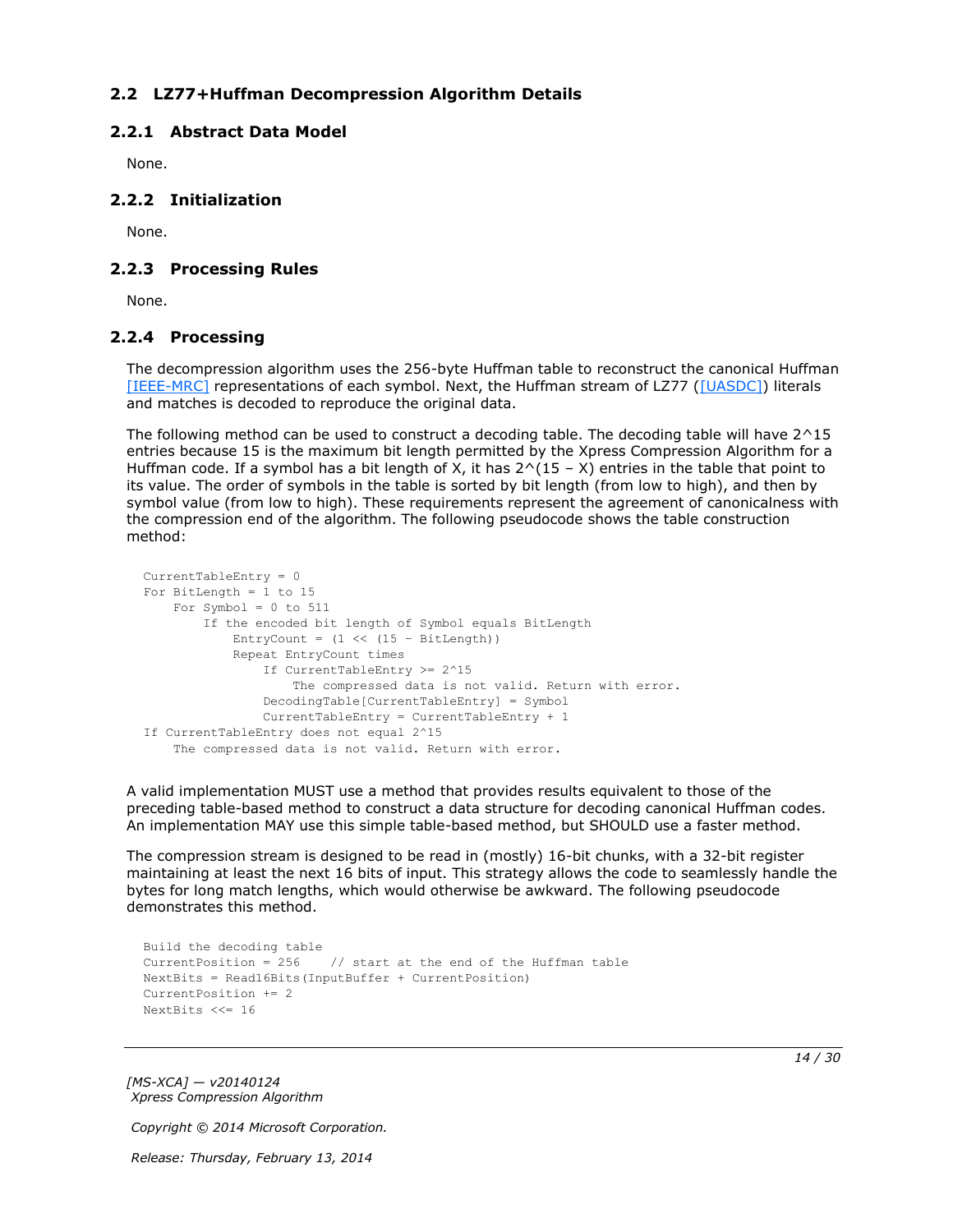## 2.2 LZ77+Huffman Decompression Algorithm Details

### 2.2.1 Abstract Data Model

None.

### 2.2.2 Initialization

None.

### 2.2.3 Processing Rules

None.

### 2.2.4 Processing

The decompression algorithm uses the 256-byte Huffman table to reconstruct the canonical Huffman [IEEE-MRC] representations of each symbol. Next, the Huffman stream of LZ77 ([UASDC]) literals and matches is decoded to reproduce the original data.

The following method can be used to construct a decoding table. The decoding table will have 2^15 entries because 15 is the maximum bit length permitted by the Xpress Compression Algorithm for a Huffman code. If a symbol has a bit length of X, it has 2^(15 – X) entries in the table that point to its value. The order of symbols in the table is sorted by bit length (from low to high), and then by symbol value (from low to high). These requirements represent the agreement of canonicalness with the compression end of the algorithm. The following pseudocode shows the table construction method:

```
CurrentTableEntry = 0
For BitLength = 1 to 15
    For Symbol = 0 to 511
        If the encoded bit length of Symbol equals BitLength
            EntryCount = (1 << (15 – BitLength))
            Repeat EntryCount times
                If CurrentTableEntry >= 2^15
                    The compressed data is not valid. Return with error.
                DecodingTable[CurrentTableEntry] = Symbol
                CurrentTableEntry = CurrentTableEntry + 1
If CurrentTableEntry does not equal 2^15
    The compressed data is not valid. Return with error.
```

A valid implementation MUST use a method that provides results equivalent to those of the preceding table-based method to construct a data structure for decoding canonical Huffman codes. An implementation MAY use this simple table-based method, but SHOULD use a faster method.

The compression stream is designed to be read in (mostly) 16-bit chunks, with a 32-bit register maintaining at least the next 16 bits of input. This strategy allows the code to seamlessly handle the bytes for long match lengths, which would otherwise be awkward. The following pseudocode demonstrates this method.

```
Build the decoding table
CurrentPosition = 256    // start at the end of the Huffman table
NextBits = Read16Bits(InputBuffer + CurrentPosition)
CurrentPosition += 2
NextBits <<= 16
```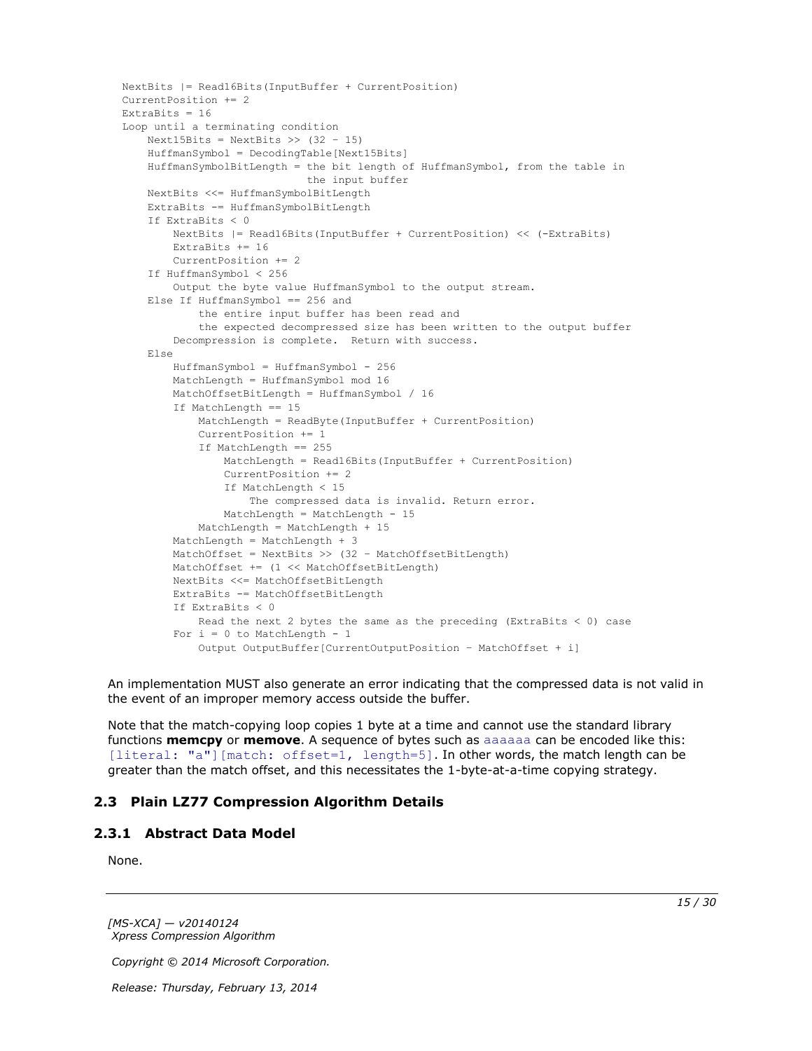```
NextBits |= Read16Bits(InputBuffer + CurrentPosition)
CurrentPosition += 2
ExtraBits = 16
Loop until a terminating condition
    Next15Bits = NextBits >> (32 - 15)
    HuffmanSymbol = DecodingTable[Next15Bits]
    HuffmanSymbolBitLength = the bit length of HuffmanSymbol, from the table in
                             the input buffer
    NextBits <<= HuffmanSymbolBitLength
    ExtraBits -= HuffmanSymbolBitLength
    If ExtraBits < 0
        NextBits |= Read16Bits(InputBuffer + CurrentPosition) << (-ExtraBits)
        ExtraBits += 16
        CurrentPosition += 2
    If HuffmanSymbol < 256
        Output the byte value HuffmanSymbol to the output stream.
    Else If HuffmanSymbol == 256 and
            the entire input buffer has been read and
            the expected decompressed size has been written to the output buffer
        Decompression is complete.  Return with success.
    Else
        HuffmanSymbol = HuffmanSymbol - 256
        MatchLength = HuffmanSymbol mod 16
        MatchOffsetBitLength = HuffmanSymbol / 16
        If MatchLength == 15
            MatchLength = ReadByte(InputBuffer + CurrentPosition)
            CurrentPosition += 1
            If MatchLength == 255
                MatchLength = Read16Bits(InputBuffer + CurrentPosition)
                CurrentPosition += 2
                If MatchLength < 15
                    The compressed data is invalid. Return error.
                MatchLength = MatchLength - 15
            MatchLength = MatchLength + 15
        MatchLength = MatchLength + 3
        MatchOffset = NextBits >> (32 - MatchOffsetBitLength)
        MatchOffset += (1 << MatchOffsetBitLength)
        NextBits <<= MatchOffsetBitLength
        ExtraBits -= MatchOffsetBitLength
        If ExtraBits < 0
            Read the next 2 bytes the same as the preceding (ExtraBits < 0) case
        For i = 0 to MatchLength - 1
            Output OutputBuffer[CurrentOutputPosition - MatchOffset + i]
```

An implementation MUST also generate an error indicating that the compressed data is not valid in the event of an improper memory access outside the buffer.

Note that the match-copying loop copies 1 byte at a time and cannot use the standard library functions **memcpy** or **memove**. A sequence of bytes such as `aaaaaa` can be encoded like this: `[literal: "a"][match: offset=1, length=5]`. In other words, the match length can be greater than the match offset, and this necessitates the 1-byte-at-a-time copying strategy.

## 2.3 Plain LZ77 Compression Algorithm Details

### 2.3.1 Abstract Data Model

None.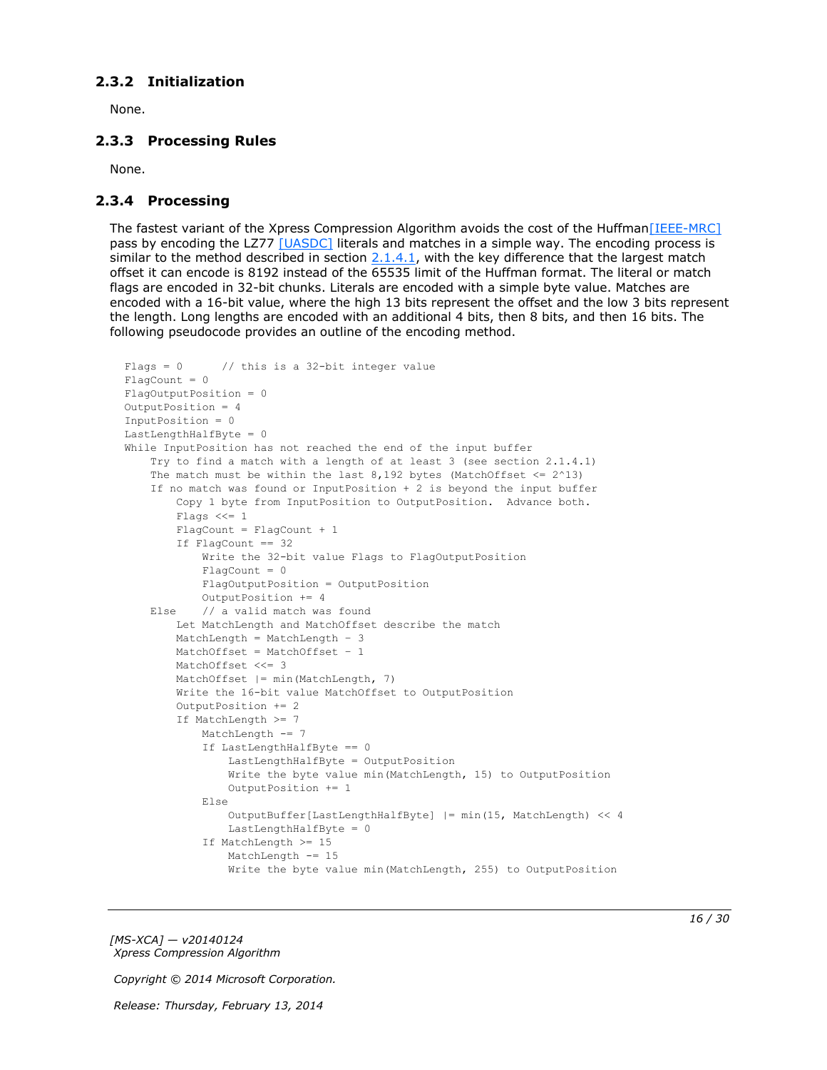### 2.3.2 Initialization

None.

### 2.3.3 Processing Rules

None.

### 2.3.4 Processing

The fastest variant of the Xpress Compression Algorithm avoids the cost of the Huffman[IEEE-MRC] pass by encoding the LZ77 [UASDC] literals and matches in a simple way. The encoding process is similar to the method described in section 2.1.4.1, with the key difference that the largest match offset it can encode is 8192 instead of the 65535 limit of the Huffman format. The literal or match flags are encoded in 32-bit chunks. Literals are encoded with a simple byte value. Matches are encoded with a 16-bit value, where the high 13 bits represent the offset and the low 3 bits represent the length. Long lengths are encoded with an additional 4 bits, then 8 bits, and then 16 bits. The following pseudocode provides an outline of the encoding method.

```
Flags = 0      // this is a 32-bit integer value
FlagCount = 0
FlagOutputPosition = 0
OutputPosition = 4
InputPosition = 0
LastLengthHalfByte = 0
While InputPosition has not reached the end of the input buffer
    Try to find a match with a length of at least 3 (see section 2.1.4.1)
    The match must be within the last 8,192 bytes (MatchOffset <= 2^13)
    If no match was found or InputPosition + 2 is beyond the input buffer
        Copy 1 byte from InputPosition to OutputPosition.  Advance both.
        Flags <<= 1
        FlagCount = FlagCount + 1
        If FlagCount == 32
            Write the 32-bit value Flags to FlagOutputPosition
            FlagCount = 0
            FlagOutputPosition = OutputPosition
            OutputPosition += 4
    Else    // a valid match was found
        Let MatchLength and MatchOffset describe the match
        MatchLength = MatchLength - 3
        MatchOffset = MatchOffset - 1
        MatchOffset <<= 3
        MatchOffset |= min(MatchLength, 7)
        Write the 16-bit value MatchOffset to OutputPosition
        OutputPosition += 2
        If MatchLength >= 7
            MatchLength -= 7
            If LastLengthHalfByte == 0
                LastLengthHalfByte = OutputPosition
                Write the byte value min(MatchLength, 15) to OutputPosition
                OutputPosition += 1
            Else
                OutputBuffer[LastLengthHalfByte] |= min(15, MatchLength) << 4
                LastLengthHalfByte = 0
            If MatchLength >= 15
                MatchLength -= 15
                Write the byte value min(MatchLength, 255) to OutputPosition
```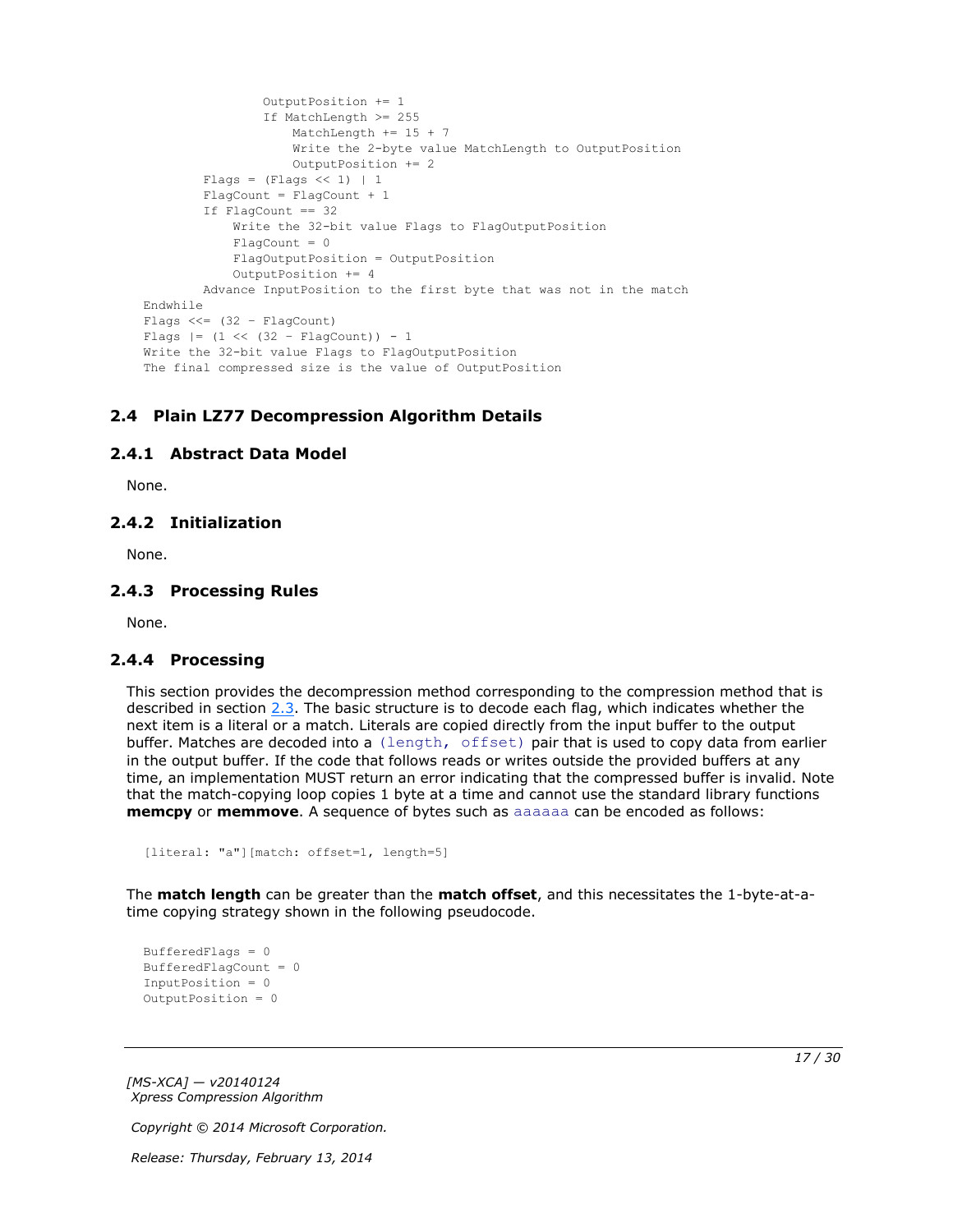```
                OutputPosition += 1
                If MatchLength >= 255
                    MatchLength += 15 + 7
                    Write the 2-byte value MatchLength to OutputPosition
                    OutputPosition += 2
        Flags = (Flags << 1) | 1
        FlagCount = FlagCount + 1
        If FlagCount == 32
            Write the 32-bit value Flags to FlagOutputPosition
            FlagCount = 0
            FlagOutputPosition = OutputPosition
            OutputPosition += 4
        Advance InputPosition to the first byte that was not in the match
Endwhile
Flags <<= (32 - FlagCount)
Flags |= (1 << (32 - FlagCount)) - 1
Write the 32-bit value Flags to FlagOutputPosition
The final compressed size is the value of OutputPosition
```

## 2.4 Plain LZ77 Decompression Algorithm Details

### 2.4.1 Abstract Data Model

None.

### 2.4.2 Initialization

None.

### 2.4.3 Processing Rules

None.

### 2.4.4 Processing

This section provides the decompression method corresponding to the compression method that is described in section 2.3. The basic structure is to decode each flag, which indicates whether the next item is a literal or a match. Literals are copied directly from the input buffer to the output buffer. Matches are decoded into a `(length, offset)` pair that is used to copy data from earlier in the output buffer. If the code that follows reads or writes outside the provided buffers at any time, an implementation MUST return an error indicating that the compressed buffer is invalid. Note that the match-copying loop copies 1 byte at a time and cannot use the standard library functions **memcpy** or **memmove**. A sequence of bytes such as `aaaaaa` can be encoded as follows:

```
[literal: "a"][match: offset=1, length=5]
```

The **match length** can be greater than the **match offset**, and this necessitates the 1-byte-at-a-time copying strategy shown in the following pseudocode.

```
BufferedFlags = 0
BufferedFlagCount = 0
InputPosition = 0
OutputPosition = 0
```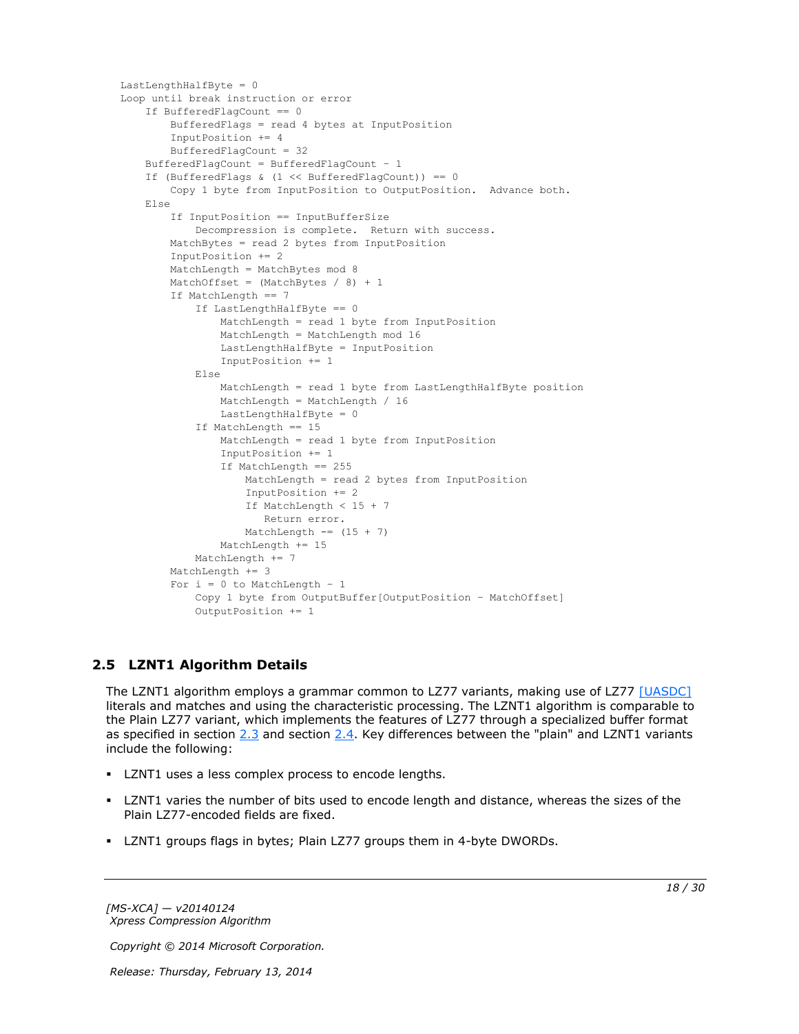```
LastLengthHalfByte = 0
Loop until break instruction or error
    If BufferedFlagCount == 0
        BufferedFlags = read 4 bytes at InputPosition
        InputPosition += 4
        BufferedFlagCount = 32
    BufferedFlagCount = BufferedFlagCount - 1
    If (BufferedFlags & (1 << BufferedFlagCount)) == 0
        Copy 1 byte from InputPosition to OutputPosition.  Advance both.
    Else
        If InputPosition == InputBufferSize
            Decompression is complete.  Return with success.
        MatchBytes = read 2 bytes from InputPosition
        InputPosition += 2
        MatchLength = MatchBytes mod 8
        MatchOffset = (MatchBytes / 8) + 1
        If MatchLength == 7
            If LastLengthHalfByte == 0
                MatchLength = read 1 byte from InputPosition
                MatchLength = MatchLength mod 16
                LastLengthHalfByte = InputPosition
                InputPosition += 1
            Else
                MatchLength = read 1 byte from LastLengthHalfByte position
                MatchLength = MatchLength / 16
                LastLengthHalfByte = 0
            If MatchLength == 15
                MatchLength = read 1 byte from InputPosition
                InputPosition += 1
                If MatchLength == 255
                    MatchLength = read 2 bytes from InputPosition
                    InputPosition += 2
                    If MatchLength < 15 + 7
                       Return error.
                    MatchLength -= (15 + 7)
                MatchLength += 15
            MatchLength += 7
        MatchLength += 3
        For i = 0 to MatchLength - 1
            Copy 1 byte from OutputBuffer[OutputPosition - MatchOffset]
            OutputPosition += 1
```

## 2.5 LZNT1 Algorithm Details

The LZNT1 algorithm employs a grammar common to LZ77 variants, making use of LZ77 [UASDC] literals and matches and using the characteristic processing. The LZNT1 algorithm is comparable to the Plain LZ77 variant, which implements the features of LZ77 through a specialized buffer format as specified in section 2.3 and section 2.4. Key differences between the "plain" and LZNT1 variants include the following:

- LZNT1 uses a less complex process to encode lengths.
- LZNT1 varies the number of bits used to encode length and distance, whereas the sizes of the Plain LZ77-encoded fields are fixed.
- LZNT1 groups flags in bytes; Plain LZ77 groups them in 4-byte DWORDs.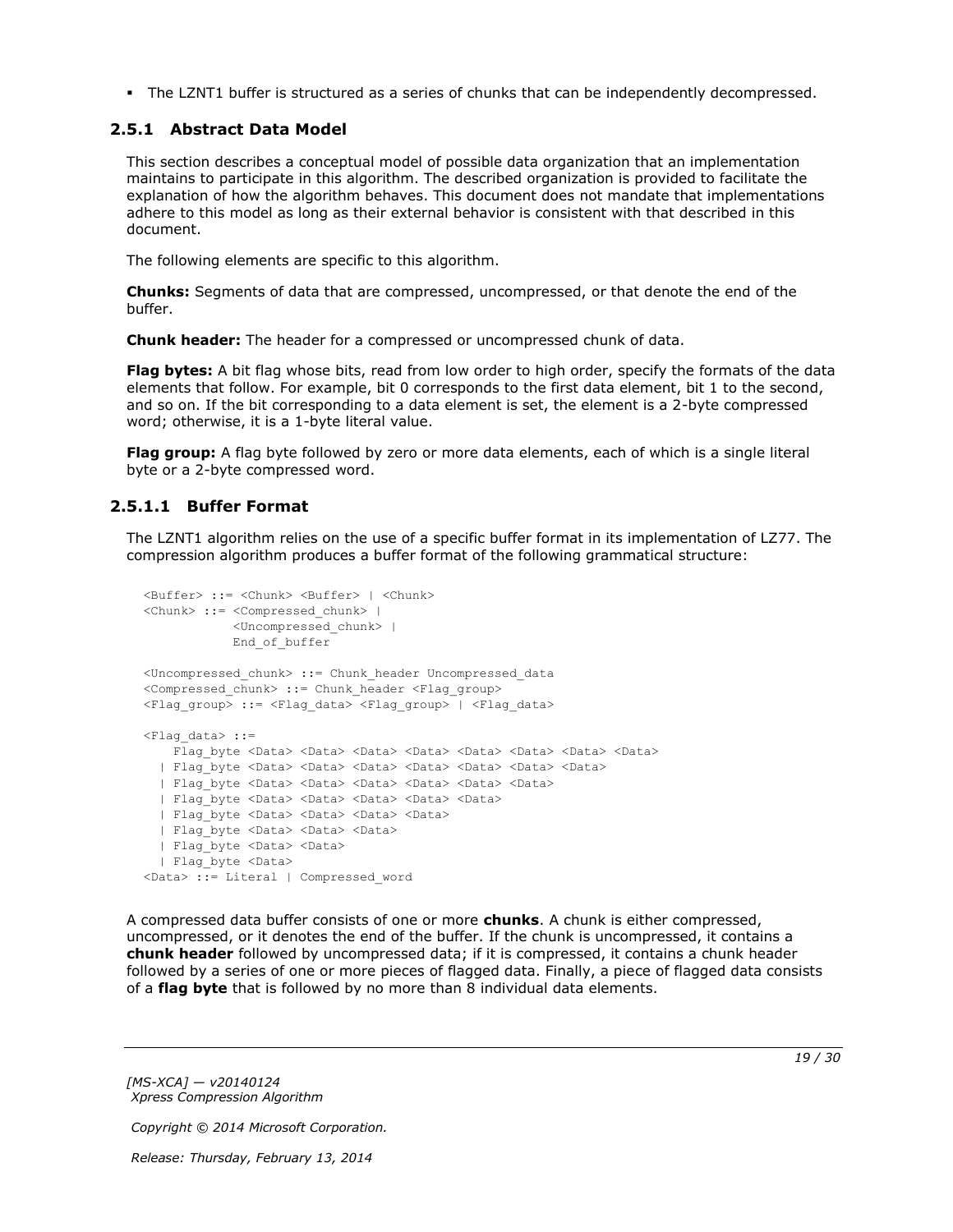- The LZNT1 buffer is structured as a series of chunks that can be independently decompressed.

### 2.5.1 Abstract Data Model

This section describes a conceptual model of possible data organization that an implementation maintains to participate in this algorithm. The described organization is provided to facilitate the explanation of how the algorithm behaves. This document does not mandate that implementations adhere to this model as long as their external behavior is consistent with that described in this document.

The following elements are specific to this algorithm.

**Chunks:** Segments of data that are compressed, uncompressed, or that denote the end of the buffer.

**Chunk header:** The header for a compressed or uncompressed chunk of data.

**Flag bytes:** A bit flag whose bits, read from low order to high order, specify the formats of the data elements that follow. For example, bit 0 corresponds to the first data element, bit 1 to the second, and so on. If the bit corresponding to a data element is set, the element is a 2-byte compressed word; otherwise, it is a 1-byte literal value.

**Flag group:** A flag byte followed by zero or more data elements, each of which is a single literal byte or a 2-byte compressed word.

#### 2.5.1.1 Buffer Format

The LZNT1 algorithm relies on the use of a specific buffer format in its implementation of LZ77. The compression algorithm produces a buffer format of the following grammatical structure:

```
<Buffer> ::= <Chunk> <Buffer> | <Chunk>
<Chunk> ::= <Compressed_chunk> |
            <Uncompressed_chunk> |
            End_of_buffer

<Uncompressed_chunk> ::= Chunk_header Uncompressed_data
<Compressed_chunk> ::= Chunk_header <Flag_group>
<Flag_group> ::= <Flag_data> <Flag_group> | <Flag_data>

<Flag_data> ::=
    Flag_byte <Data> <Data> <Data> <Data> <Data> <Data> <Data> <Data>
  | Flag_byte <Data> <Data> <Data> <Data> <Data> <Data> <Data>
  | Flag_byte <Data> <Data> <Data> <Data> <Data> <Data>
  | Flag_byte <Data> <Data> <Data> <Data> <Data>
  | Flag_byte <Data> <Data> <Data> <Data>
  | Flag_byte <Data> <Data> <Data>
  | Flag_byte <Data> <Data>
  | Flag_byte <Data>
<Data> ::= Literal | Compressed_word
```

A compressed data buffer consists of one or more **chunks**. A chunk is either compressed, uncompressed, or it denotes the end of the buffer. If the chunk is uncompressed, it contains a **chunk header** followed by uncompressed data; if it is compressed, it contains a chunk header followed by a series of one or more pieces of flagged data. Finally, a piece of flagged data consists of a **flag byte** that is followed by no more than 8 individual data elements.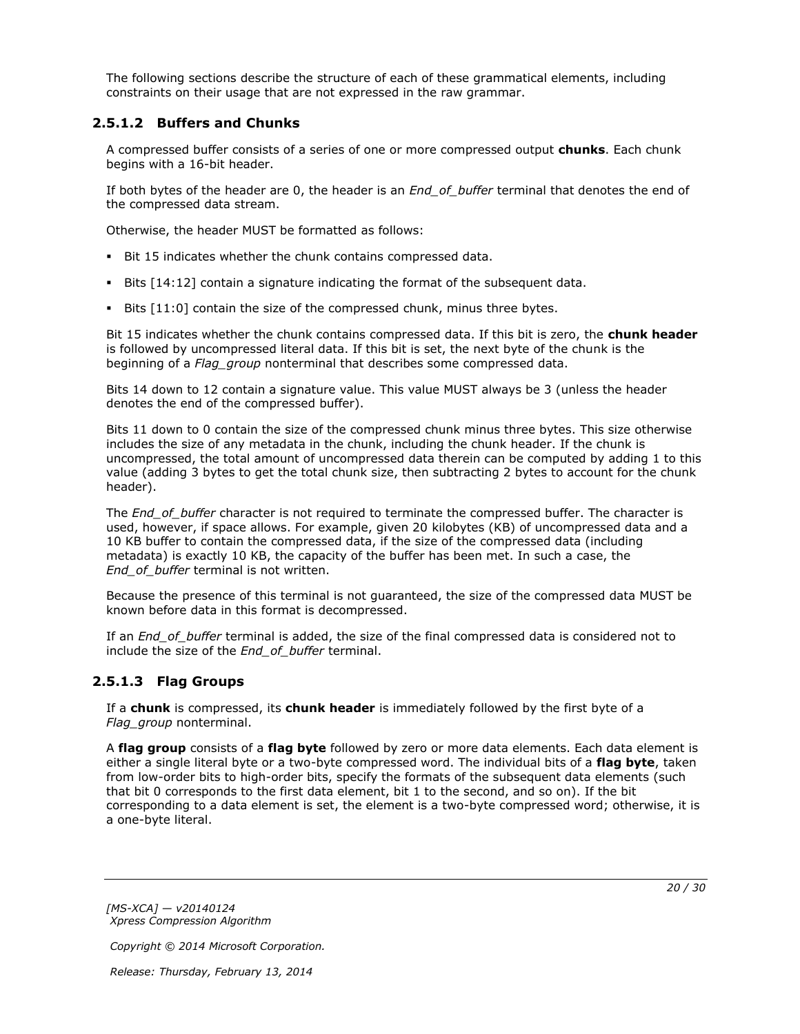The following sections describe the structure of each of these grammatical elements, including constraints on their usage that are not expressed in the raw grammar.

### 2.5.1.2 Buffers and Chunks

A compressed buffer consists of a series of one or more compressed output **chunks**. Each chunk begins with a 16-bit header.

If both bytes of the header are 0, the header is an *End_of_buffer* terminal that denotes the end of the compressed data stream.

Otherwise, the header MUST be formatted as follows:

- Bit 15 indicates whether the chunk contains compressed data.
- Bits [14:12] contain a signature indicating the format of the subsequent data.
- Bits [11:0] contain the size of the compressed chunk, minus three bytes.

Bit 15 indicates whether the chunk contains compressed data. If this bit is zero, the **chunk header** is followed by uncompressed literal data. If this bit is set, the next byte of the chunk is the beginning of a *Flag_group* nonterminal that describes some compressed data.

Bits 14 down to 12 contain a signature value. This value MUST always be 3 (unless the header denotes the end of the compressed buffer).

Bits 11 down to 0 contain the size of the compressed chunk minus three bytes. This size otherwise includes the size of any metadata in the chunk, including the chunk header. If the chunk is uncompressed, the total amount of uncompressed data therein can be computed by adding 1 to this value (adding 3 bytes to get the total chunk size, then subtracting 2 bytes to account for the chunk header).

The *End_of_buffer* character is not required to terminate the compressed buffer. The character is used, however, if space allows. For example, given 20 kilobytes (KB) of uncompressed data and a 10 KB buffer to contain the compressed data, if the size of the compressed data (including metadata) is exactly 10 KB, the capacity of the buffer has been met. In such a case, the *End_of_buffer* terminal is not written.

Because the presence of this terminal is not guaranteed, the size of the compressed data MUST be known before data in this format is decompressed.

If an *End_of_buffer* terminal is added, the size of the final compressed data is considered not to include the size of the *End_of_buffer* terminal.

### 2.5.1.3 Flag Groups

If a **chunk** is compressed, its **chunk header** is immediately followed by the first byte of a *Flag_group* nonterminal.

A **flag group** consists of a **flag byte** followed by zero or more data elements. Each data element is either a single literal byte or a two-byte compressed word. The individual bits of a **flag byte**, taken from low-order bits to high-order bits, specify the formats of the subsequent data elements (such that bit 0 corresponds to the first data element, bit 1 to the second, and so on). If the bit corresponding to a data element is set, the element is a two-byte compressed word; otherwise, it is a one-byte literal.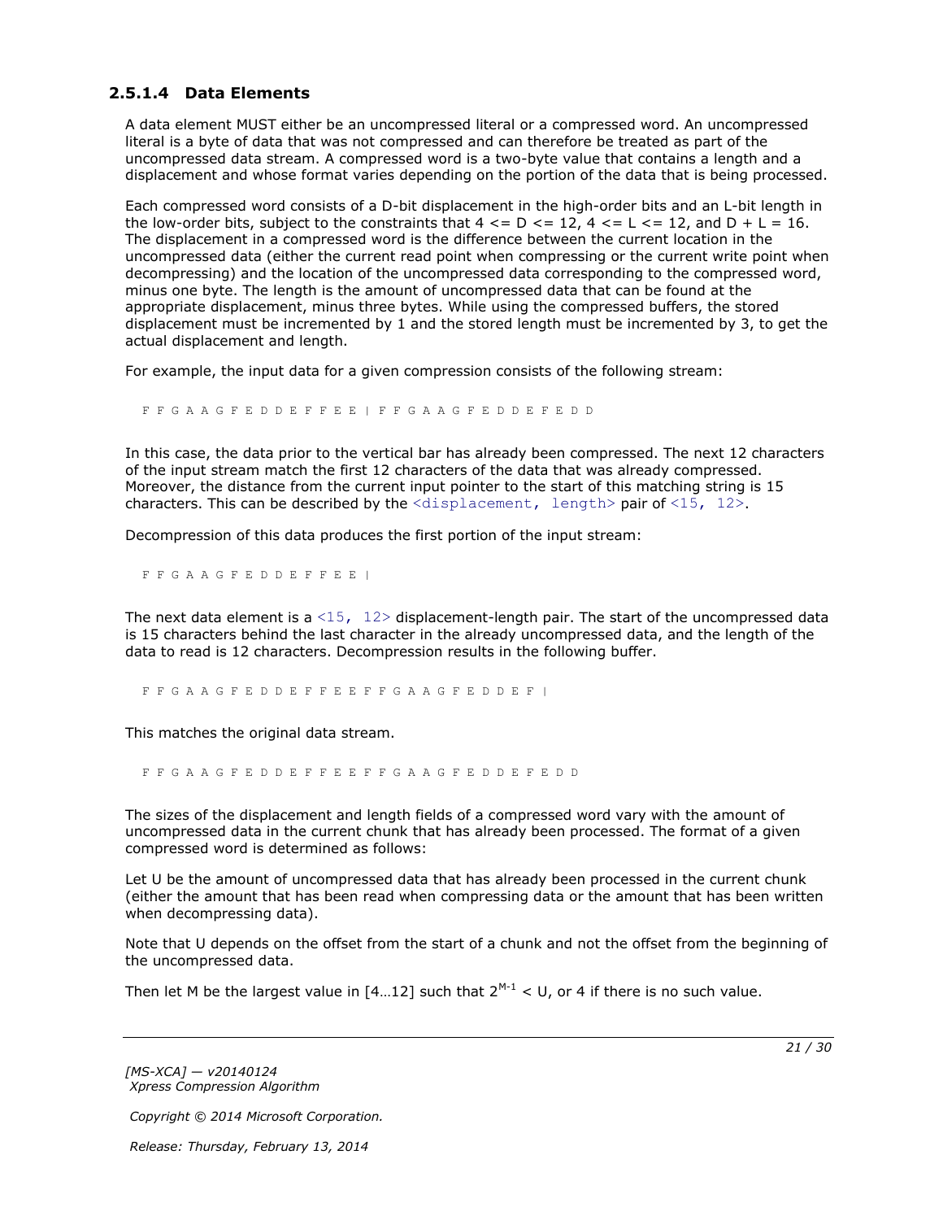#### 2.5.1.4 Data Elements

A data element MUST either be an uncompressed literal or a compressed word. An uncompressed literal is a byte of data that was not compressed and can therefore be treated as part of the uncompressed data stream. A compressed word is a two-byte value that contains a length and a displacement and whose format varies depending on the portion of the data that is being processed.

Each compressed word consists of a D-bit displacement in the high-order bits and an L-bit length in the low-order bits, subject to the constraints that 4 <= D <= 12, 4 <= L <= 12, and D + L = 16. The displacement in a compressed word is the difference between the current location in the uncompressed data (either the current read point when compressing or the current write point when decompressing) and the location of the uncompressed data corresponding to the compressed word, minus one byte. The length is the amount of uncompressed data that can be found at the appropriate displacement, minus three bytes. While using the compressed buffers, the stored displacement must be incremented by 1 and the stored length must be incremented by 3, to get the actual displacement and length.

For example, the input data for a given compression consists of the following stream:

```
F F G A A G F E D D E F F E E | F F G A A G F E D D E F E D D
```

In this case, the data prior to the vertical bar has already been compressed. The next 12 characters of the input stream match the first 12 characters of the data that was already compressed. Moreover, the distance from the current input pointer to the start of this matching string is 15 characters. This can be described by the `<displacement, length>` pair of `<15, 12>`.

Decompression of this data produces the first portion of the input stream:

```
F F G A A G F E D D E F F E E |
```

The next data element is a `<15, 12>` displacement-length pair. The start of the uncompressed data is 15 characters behind the last character in the already uncompressed data, and the length of the data to read is 12 characters. Decompression results in the following buffer.

```
F F G A A G F E D D E F F E E F F G A A G F E D D E F |
```

This matches the original data stream.

```
F F G A A G F E D D E F F E E F F G A A G F E D D E F E D D
```

The sizes of the displacement and length fields of a compressed word vary with the amount of uncompressed data in the current chunk that has already been processed. The format of a given compressed word is determined as follows:

Let U be the amount of uncompressed data that has already been processed in the current chunk (either the amount that has been read when compressing data or the amount that has been written when decompressing data).

Note that U depends on the offset from the start of a chunk and not the offset from the beginning of the uncompressed data.

Then let M be the largest value in [4…12] such that $2^{M-1} < U$, or 4 if there is no such value.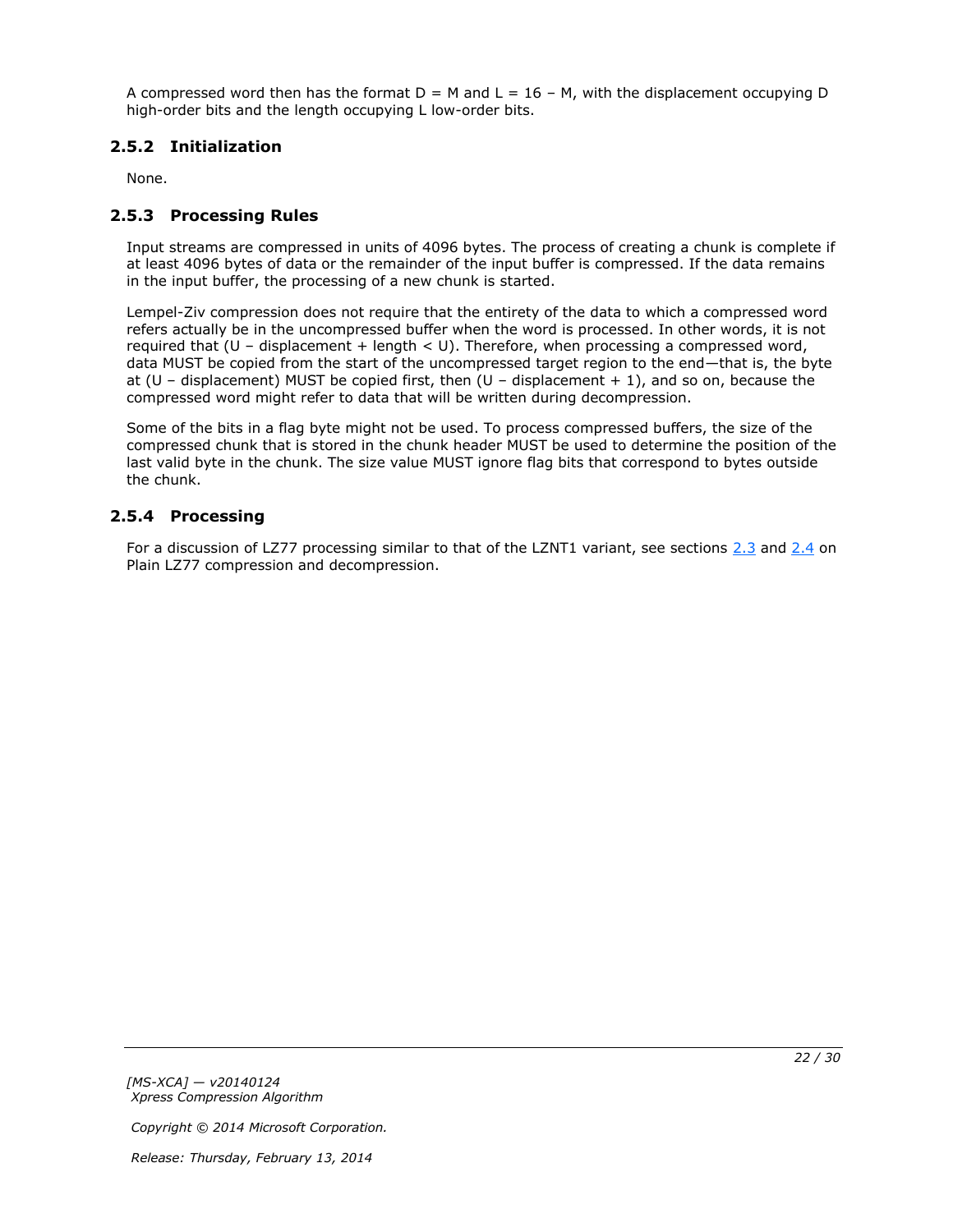A compressed word then has the format D = M and L = 16 – M, with the displacement occupying D high-order bits and the length occupying L low-order bits.

### 2.5.2 Initialization

None.

### 2.5.3 Processing Rules

Input streams are compressed in units of 4096 bytes. The process of creating a chunk is complete if at least 4096 bytes of data or the remainder of the input buffer is compressed. If the data remains in the input buffer, the processing of a new chunk is started.

Lempel-Ziv compression does not require that the entirety of the data to which a compressed word refers actually be in the uncompressed buffer when the word is processed. In other words, it is not required that (U – displacement + length < U). Therefore, when processing a compressed word, data MUST be copied from the start of the uncompressed target region to the end—that is, the byte at (U – displacement) MUST be copied first, then (U – displacement + 1), and so on, because the compressed word might refer to data that will be written during decompression.

Some of the bits in a flag byte might not be used. To process compressed buffers, the size of the compressed chunk that is stored in the chunk header MUST be used to determine the position of the last valid byte in the chunk. The size value MUST ignore flag bits that correspond to bytes outside the chunk.

### 2.5.4 Processing

For a discussion of LZ77 processing similar to that of the LZNT1 variant, see sections 2.3 and 2.4 on Plain LZ77 compression and decompression.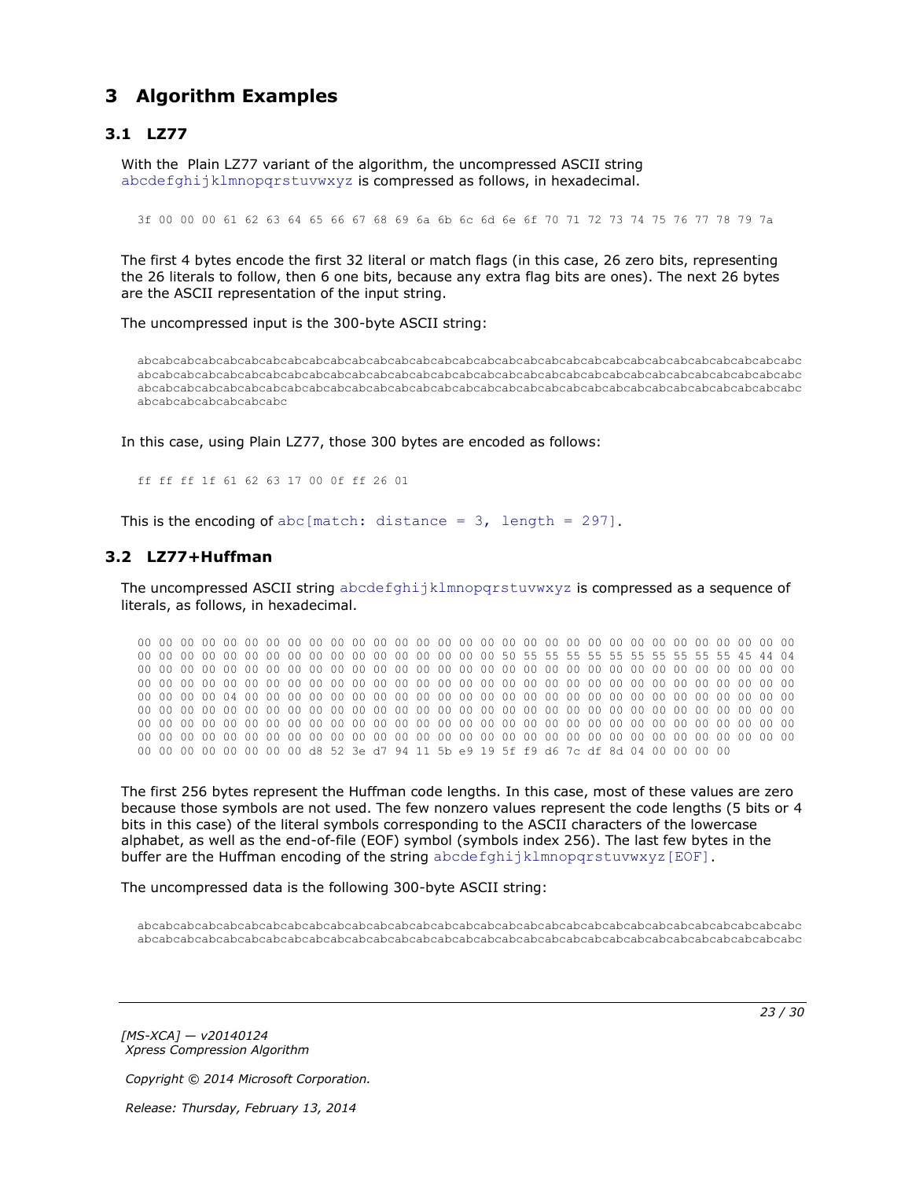# 3 Algorithm Examples

## 3.1 LZ77

With the Plain LZ77 variant of the algorithm, the uncompressed ASCII string abcdefghijklmnopqrstuvwxyz is compressed as follows, in hexadecimal.

```
3f 00 00 00 61 62 63 64 65 66 67 68 69 6a 6b 6c 6d 6e 6f 70 71 72 73 74 75 76 77 78 79 7a
```

The first 4 bytes encode the first 32 literal or match flags (in this case, 26 zero bits, representing the 26 literals to follow, then 6 one bits, because any extra flag bits are ones). The next 26 bytes are the ASCII representation of the input string.

The uncompressed input is the 300-byte ASCII string:

```
abcabcabcabcabcabcabcabcabcabcabcabcabcabcabcabcabcabcabcabcabcabcabcabcabcabcabcabcabcabcabcabcabcabc
abcabcabcabcabcabcabcabcabcabcabcabcabcabcabcabcabcabcabcabcabcabcabcabcabcabcabcabcabcabcabcabcabcabc
abcabcabcabcabcabcabcabcabcabcabcabcabcabcabcabcabcabcabcabcabcabcabcabcabcabcabcabcabcabcabcabcabcabc
abcabcabcabcabcabcabc
```

In this case, using Plain LZ77, those 300 bytes are encoded as follows:

```
ff ff ff 1f 61 62 63 17 00 0f ff 26 01
```

This is the encoding of abc[match: distance = 3, length = 297].

## 3.2 LZ77+Huffman

The uncompressed ASCII string abcdefghijklmnopqrstuvwxyz is compressed as a sequence of literals, as follows, in hexadecimal.

```
00 00 00 00 00 00 00 00 00 00 00 00 00 00 00 00 00 00 00 00 00 00 00 00 00 00 00 00 00 00 00 00
00 00 00 00 00 00 00 00 00 00 00 00 00 00 00 00 00 50 55 55 55 55 55 55 55 55 55 55 45 44 04
00 00 00 00 00 00 00 00 00 00 00 00 00 00 00 00 00 00 00 00 00 00 00 00 00 00 00 00 00 00 00 00
00 00 00 00 00 00 00 00 00 00 00 00 00 00 00 00 00 00 00 00 00 00 00 00 00 00 00 00 00 00 00 00
00 00 00 00 04 00 00 00 00 00 00 00 00 00 00 00 00 00 00 00 00 00 00 00 00 00 00 00 00 00 00 00
00 00 00 00 00 00 00 00 00 00 00 00 00 00 00 00 00 00 00 00 00 00 00 00 00 00 00 00 00 00 00 00
00 00 00 00 00 00 00 00 00 00 00 00 00 00 00 00 00 00 00 00 00 00 00 00 00 00 00 00 00 00 00 00
00 00 00 00 00 00 00 00 00 00 00 00 00 00 00 00 00 00 00 00 00 00 00 00 00 00 00 00 00 00 00 00
00 00 00 00 00 00 00 00 d8 52 3e d7 94 11 5b e9 19 5f f9 d6 7c df 8d 04 00 00 00 00
```

The first 256 bytes represent the Huffman code lengths. In this case, most of these values are zero because those symbols are not used. The few nonzero values represent the code lengths (5 bits or 4 bits in this case) of the literal symbols corresponding to the ASCII characters of the lowercase alphabet, as well as the end-of-file (EOF) symbol (symbols index 256). The last few bytes in the buffer are the Huffman encoding of the string abcdefghijklmnopqrstuvwxyz[EOF].

The uncompressed data is the following 300-byte ASCII string:

```
abcabcabcabcabcabcabcabcabcabcabcabcabcabcabcabcabcabcabcabcabcabcabcabcabcabcabcabcabcabcabcabcabcabc
abcabcabcabcabcabcabcabcabcabcabcabcabcabcabcabcabcabcabcabcabcabcabcabcabcabcabcabcabcabcabcabcabcabc
```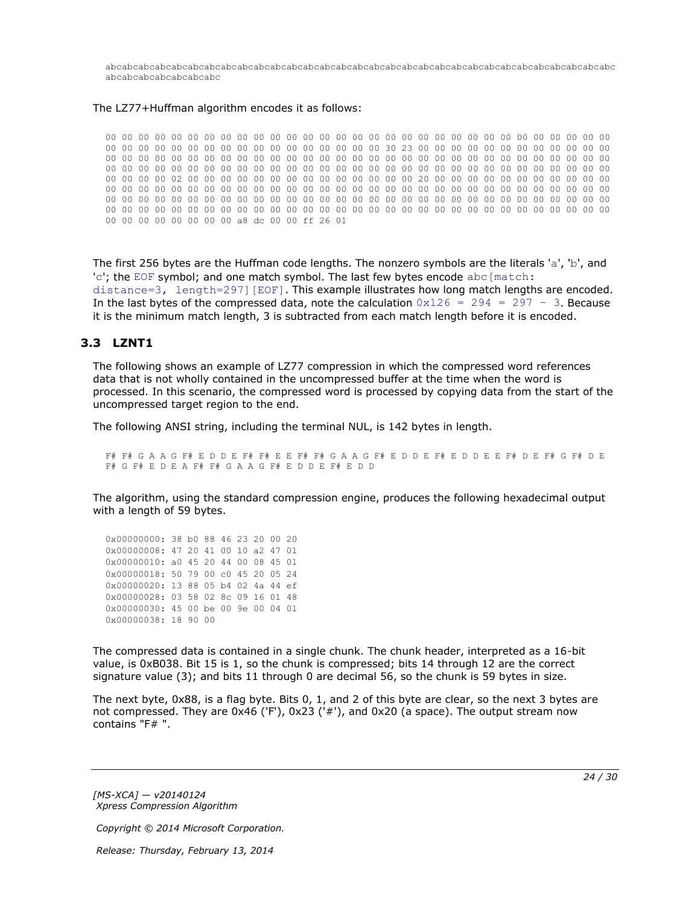```
abcabcabcabcabcabcabcabcabcabcabcabcabcabcabcabcabcabcabcabcabcabcabcabcabcabcabcabcabcabcabcabcabcabc
abcabcabcabcabcabcabc
```

The LZ77+Huffman algorithm encodes it as follows:

```
00 00 00 00 00 00 00 00 00 00 00 00 00 00 00 00 00 00 00 00 00 00 00 00 00 00 00 00 00 00 00 00
00 00 00 00 00 00 00 00 00 00 00 00 00 00 00 00 30 23 00 00 00 00 00 00 00 00 00 00 00 00 00 00
00 00 00 00 00 00 00 00 00 00 00 00 00 00 00 00 00 00 00 00 00 00 00 00 00 00 00 00 00 00 00 00
00 00 00 00 00 00 00 00 00 00 00 00 00 00 00 00 00 00 00 00 00 00 00 00 00 00 00 00 00 00 00 00
00 00 00 00 02 00 00 00 00 00 00 00 00 00 00 00 00 00 00 00 20 00 00 00 00 00 00 00 00 00 00 00
00 00 00 00 00 00 00 00 00 00 00 00 00 00 00 00 00 00 00 00 00 00 00 00 00 00 00 00 00 00 00 00
00 00 00 00 00 00 00 00 00 00 00 00 00 00 00 00 00 00 00 00 00 00 00 00 00 00 00 00 00 00 00 00
00 00 00 00 00 00 00 00 00 00 00 00 00 00 00 00 00 00 00 00 00 00 00 00 00 00 00 00 00 00 00 00
00 00 00 00 00 00 00 00 a8 dc 00 00 ff 26 01
```

The first 256 bytes are the Huffman code lengths. The nonzero symbols are the literals 'a', 'b', and 'c'; the EOF symbol; and one match symbol. The last few bytes encode abc[match: distance=3, length=297][EOF]. This example illustrates how long match lengths are encoded. In the last bytes of the compressed data, note the calculation 0x126 = 294 = 297 - 3. Because it is the minimum match length, 3 is subtracted from each match length before it is encoded.

## 3.3 LZNT1

The following shows an example of LZ77 compression in which the compressed word references data that is not wholly contained in the uncompressed buffer at the time when the word is processed. In this scenario, the compressed word is processed by copying data from the start of the uncompressed target region to the end.

The following ANSI string, including the terminal NUL, is 142 bytes in length.

```
F# F# G A A G F# E D D E F# F# E E F# F# G A A G F# E D D E F# E D D E E F# D E F# G F# D E
F# G F# E D E A F# F# G A A G F# E D D E F# E D D
```

The algorithm, using the standard compression engine, produces the following hexadecimal output with a length of 59 bytes.

```
0x00000000: 38 b0 88 46 23 20 00 20
0x00000008: 47 20 41 00 10 a2 47 01
0x00000010: a0 45 20 44 00 08 45 01
0x00000018: 50 79 00 c0 45 20 05 24
0x00000020: 13 88 05 b4 02 4a 44 ef
0x00000028: 03 58 02 8c 09 16 01 48
0x00000030: 45 00 be 00 9e 00 04 01
0x00000038: 18 90 00
```

The compressed data is contained in a single chunk. The chunk header, interpreted as a 16-bit value, is 0xB038. Bit 15 is 1, so the chunk is compressed; bits 14 through 12 are the correct signature value (3); and bits 11 through 0 are decimal 56, so the chunk is 59 bytes in size.

The next byte, 0x88, is a flag byte. Bits 0, 1, and 2 of this byte are clear, so the next 3 bytes are not compressed. They are 0x46 ('F'), 0x23 ('#'), and 0x20 (a space). The output stream now contains "F# ".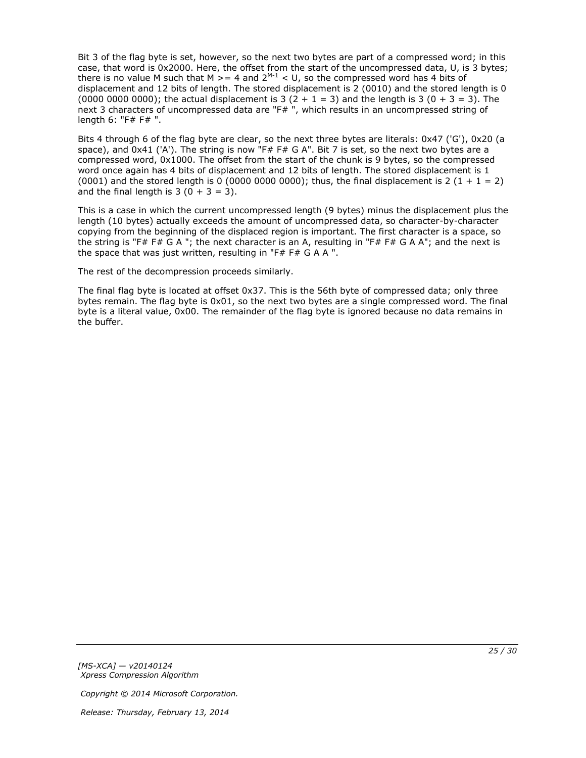Bit 3 of the flag byte is set, however, so the next two bytes are part of a compressed word; in this case, that word is 0x2000. Here, the offset from the start of the uncompressed data, U, is 3 bytes; there is no value M such that M >= 4 and $2^{M-1}$ < U, so the compressed word has 4 bits of displacement and 12 bits of length. The stored displacement is 2 (0010) and the stored length is 0 (0000 0000 0000); the actual displacement is 3 (2 + 1 = 3) and the length is 3 (0 + 3 = 3). The next 3 characters of uncompressed data are "F# ", which results in an uncompressed string of length 6: "F# F# ".

Bits 4 through 6 of the flag byte are clear, so the next three bytes are literals: 0x47 ('G'), 0x20 (a space), and 0x41 ('A'). The string is now "F# F# G A". Bit 7 is set, so the next two bytes are a compressed word, 0x1000. The offset from the start of the chunk is 9 bytes, so the compressed word once again has 4 bits of displacement and 12 bits of length. The stored displacement is 1 (0001) and the stored length is 0 (0000 0000 0000); thus, the final displacement is 2 (1 + 1 = 2) and the final length is 3 (0 + 3 = 3).

This is a case in which the current uncompressed length (9 bytes) minus the displacement plus the length (10 bytes) actually exceeds the amount of uncompressed data, so character-by-character copying from the beginning of the displaced region is important. The first character is a space, so the string is "F# F# G A "; the next character is an A, resulting in "F# F# G A A"; and the next is the space that was just written, resulting in "F# F# G A A ".

The rest of the decompression proceeds similarly.

The final flag byte is located at offset 0x37. This is the 56th byte of compressed data; only three bytes remain. The flag byte is 0x01, so the next two bytes are a single compressed word. The final byte is a literal value, 0x00. The remainder of the flag byte is ignored because no data remains in the buffer.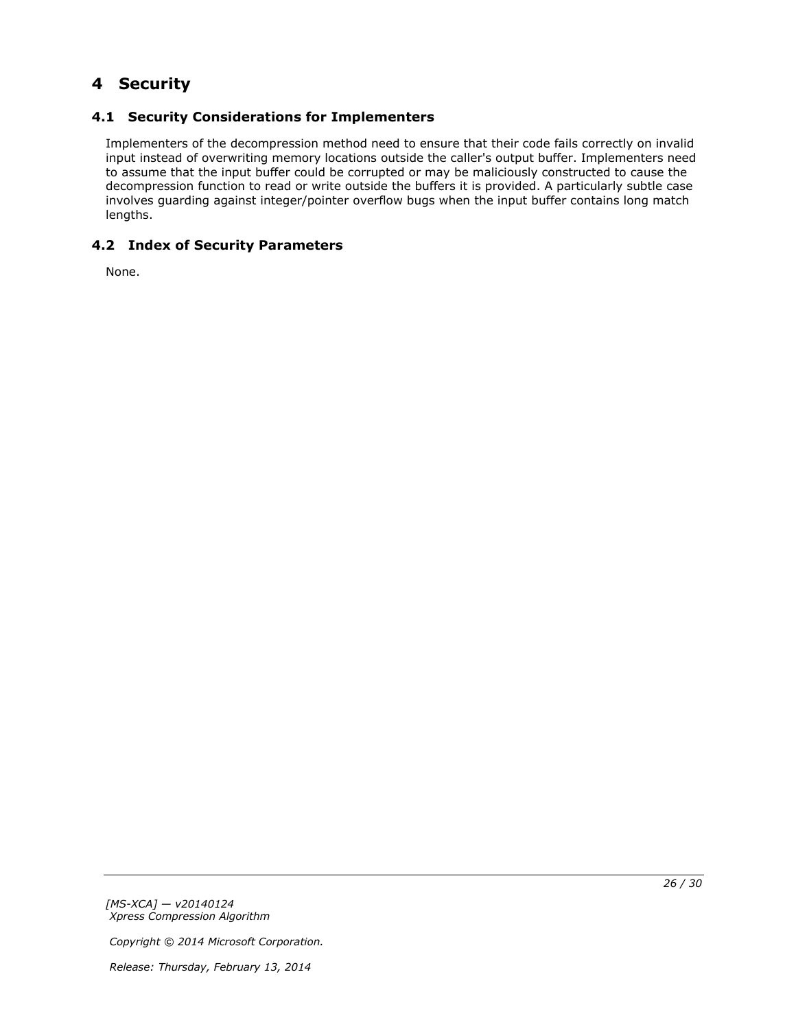# 4 Security

## 4.1 Security Considerations for Implementers

Implementers of the decompression method need to ensure that their code fails correctly on invalid input instead of overwriting memory locations outside the caller's output buffer. Implementers need to assume that the input buffer could be corrupted or may be maliciously constructed to cause the decompression function to read or write outside the buffers it is provided. A particularly subtle case involves guarding against integer/pointer overflow bugs when the input buffer contains long match lengths.

## 4.2 Index of Security Parameters

None.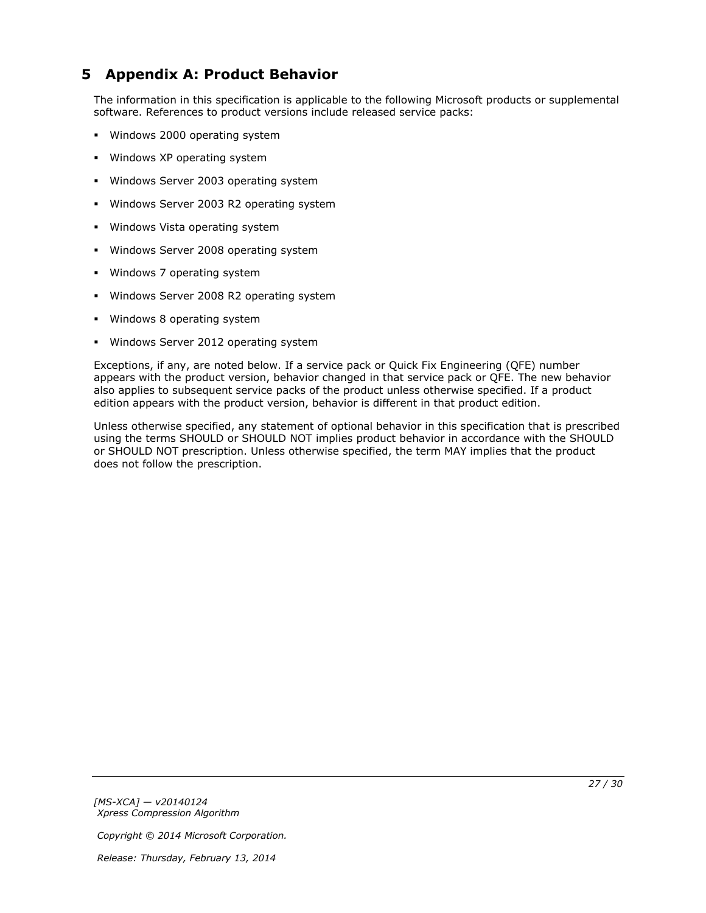# 5 Appendix A: Product Behavior

The information in this specification is applicable to the following Microsoft products or supplemental software. References to product versions include released service packs:

- Windows 2000 operating system
- Windows XP operating system
- Windows Server 2003 operating system
- Windows Server 2003 R2 operating system
- Windows Vista operating system
- Windows Server 2008 operating system
- Windows 7 operating system
- Windows Server 2008 R2 operating system
- Windows 8 operating system
- Windows Server 2012 operating system

Exceptions, if any, are noted below. If a service pack or Quick Fix Engineering (QFE) number appears with the product version, behavior changed in that service pack or QFE. The new behavior also applies to subsequent service packs of the product unless otherwise specified. If a product edition appears with the product version, behavior is different in that product edition.

Unless otherwise specified, any statement of optional behavior in this specification that is prescribed using the terms SHOULD or SHOULD NOT implies product behavior in accordance with the SHOULD or SHOULD NOT prescription. Unless otherwise specified, the term MAY implies that the product does not follow the prescription.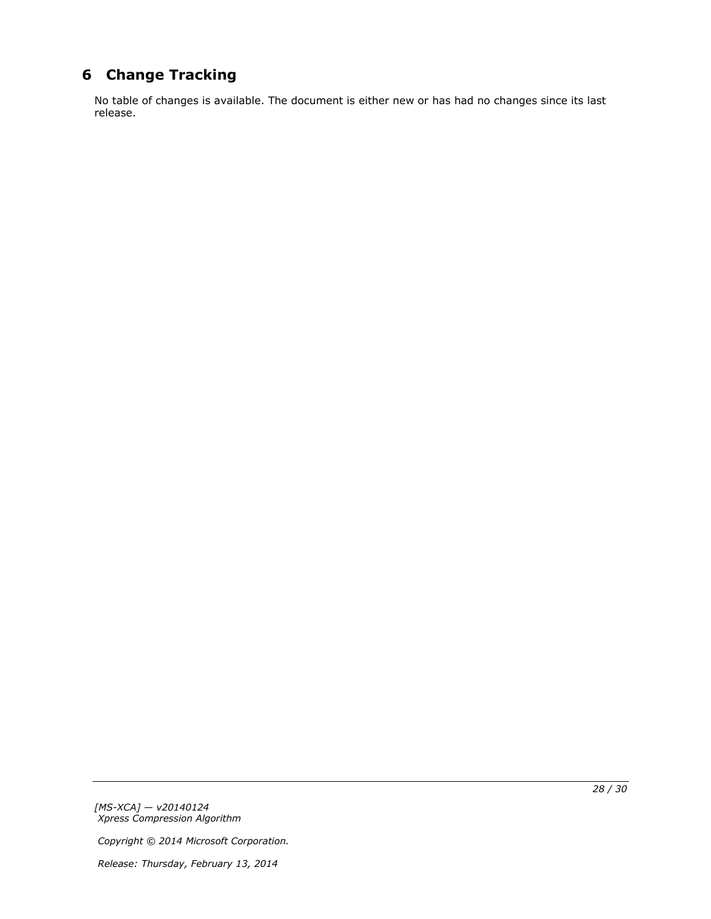# 6 Change Tracking

No table of changes is available. The document is either new or has had no changes since its last release.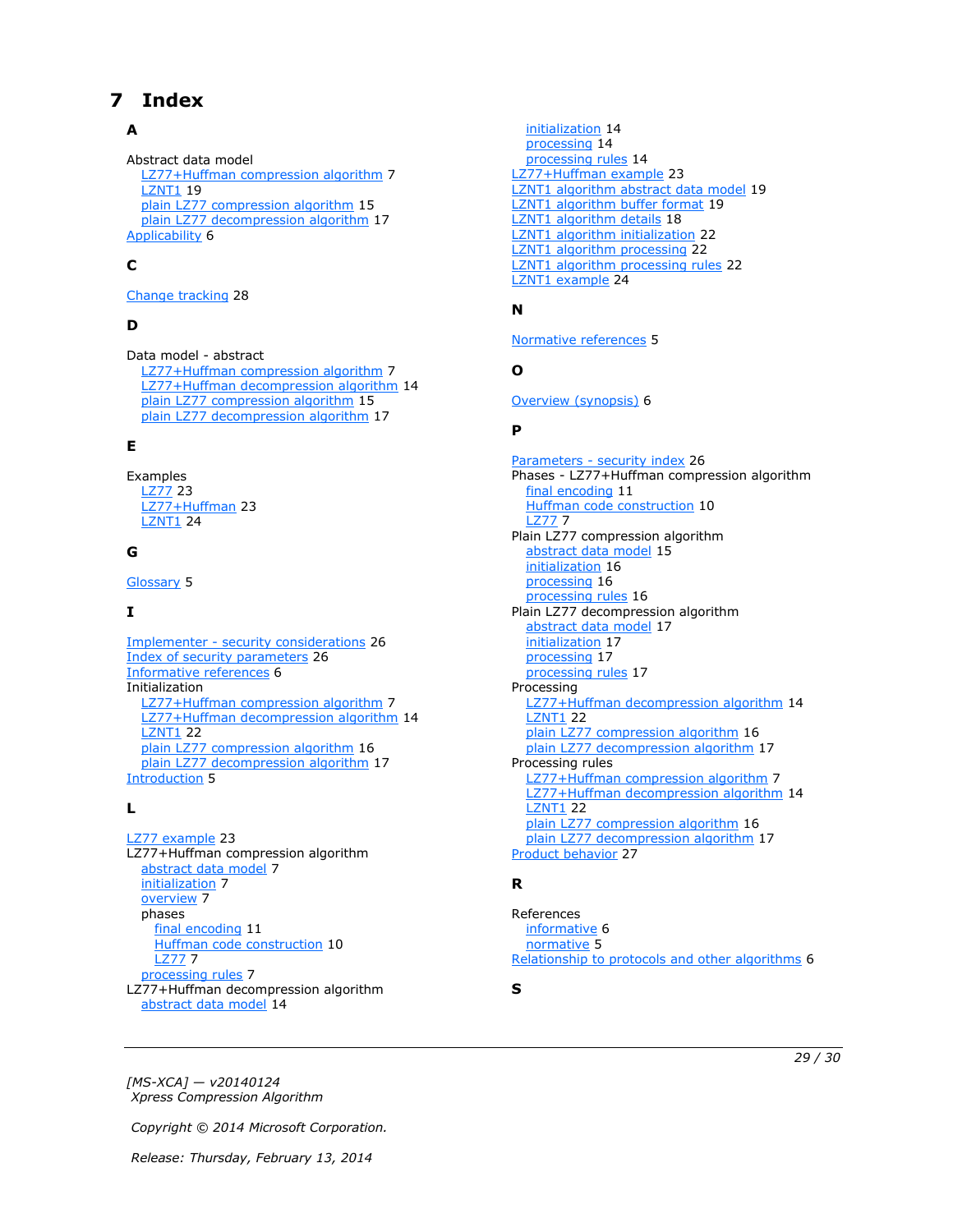# 7 Index

**A**

Abstract data model
- LZ77+Huffman compression algorithm 7
- LZNT1 19
- plain LZ77 compression algorithm 15
- plain LZ77 decompression algorithm 17

Applicability 6

**C**

Change tracking 28

**D**

Data model - abstract
- LZ77+Huffman compression algorithm 7
- LZ77+Huffman decompression algorithm 14
- plain LZ77 compression algorithm 15
- plain LZ77 decompression algorithm 17

**E**

Examples
- LZ77 23
- LZ77+Huffman 23
- LZNT1 24

**G**

Glossary 5

**I**

Implementer - security considerations 26
Index of security parameters 26
Informative references 6
Initialization
- LZ77+Huffman compression algorithm 7
- LZ77+Huffman decompression algorithm 14
- LZNT1 22
- plain LZ77 compression algorithm 16
- plain LZ77 decompression algorithm 17

Introduction 5

**L**

LZ77 example 23
LZ77+Huffman compression algorithm
- abstract data model 7
- initialization 7
- overview 7
- phases
  - final encoding 11
  - Huffman code construction 10
  - LZ77 7
- processing rules 7

LZ77+Huffman decompression algorithm
- abstract data model 14
- initialization 14
- processing 14
- processing rules 14

LZ77+Huffman example 23
LZNT1 algorithm abstract data model 19
LZNT1 algorithm buffer format 19
LZNT1 algorithm details 18
LZNT1 algorithm initialization 22
LZNT1 algorithm processing 22
LZNT1 algorithm processing rules 22
LZNT1 example 24

**N**

Normative references 5

**O**

Overview (synopsis) 6

**P**

Parameters - security index 26
Phases - LZ77+Huffman compression algorithm
- final encoding 11
- Huffman code construction 10
- LZ77 7

Plain LZ77 compression algorithm
- abstract data model 15
- initialization 16
- processing 16
- processing rules 16

Plain LZ77 decompression algorithm
- abstract data model 17
- initialization 17
- processing 17
- processing rules 17

Processing
- LZ77+Huffman decompression algorithm 14
- LZNT1 22
- plain LZ77 compression algorithm 16
- plain LZ77 decompression algorithm 17

Processing rules
- LZ77+Huffman compression algorithm 7
- LZ77+Huffman decompression algorithm 14
- LZNT1 22
- plain LZ77 compression algorithm 16
- plain LZ77 decompression algorithm 17

Product behavior 27

**R**

References
- informative 6
- normative 5

Relationship to protocols and other algorithms 6

**S**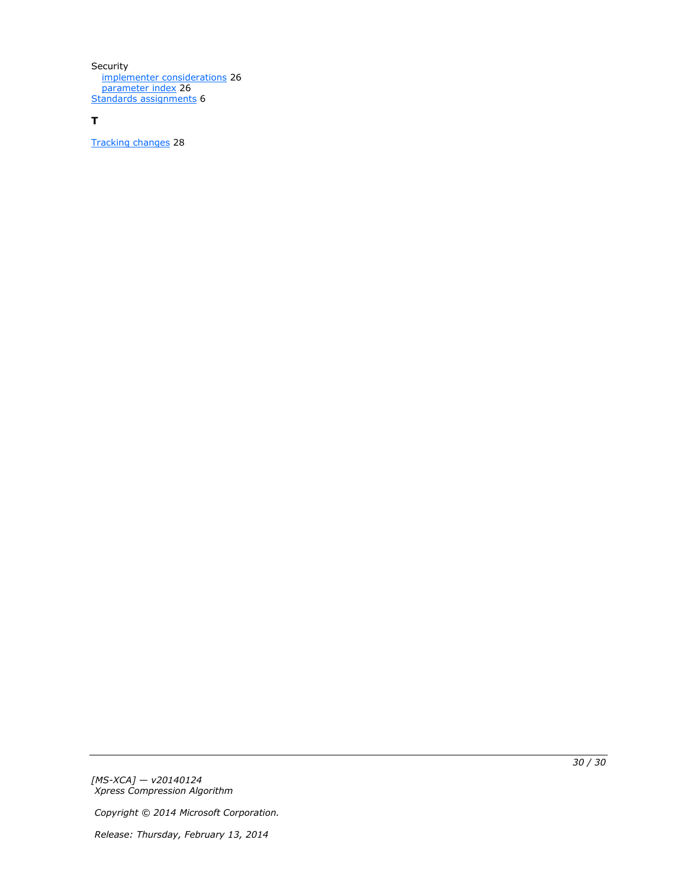Security
  implementer considerations 26
  parameter index 26
Standards assignments 6

**T**

Tracking changes 28